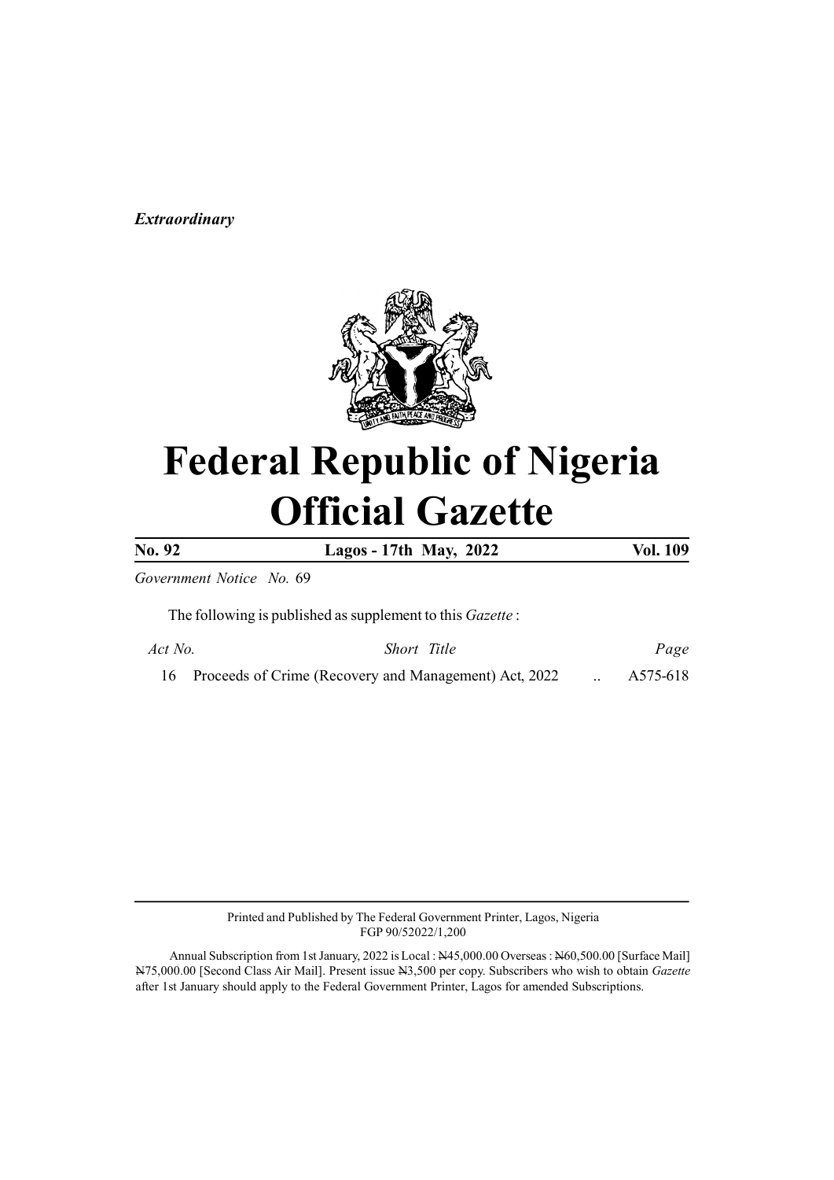*Extraordinary*

# Federal Republic of Nigeria Official Gazette

**No. 92** **Lagos - 17th May, 2022** **Vol. 109**

*Government Notice No.* 69

The following is published as supplement to this *Gazette* :

| *Act No.* | *Short Title* | *Page* |
|---|---|---|
| 16 | Proceeds of Crime (Recovery and Management) Act, 2022 .. | A575-618 |

Printed and Published by The Federal Government Printer, Lagos, Nigeria
FGP 90/52022/1,200

Annual Subscription from 1st January, 2022 is Local : ₦45,000.00 Overseas : ₦60,500.00 [Surface Mail] ₦75,000.00 [Second Class Air Mail]. Present issue ₦3,500 per copy. Subscribers who wish to obtain *Gazette* after 1st January should apply to the Federal Government Printer, Lagos for amended Subscriptions.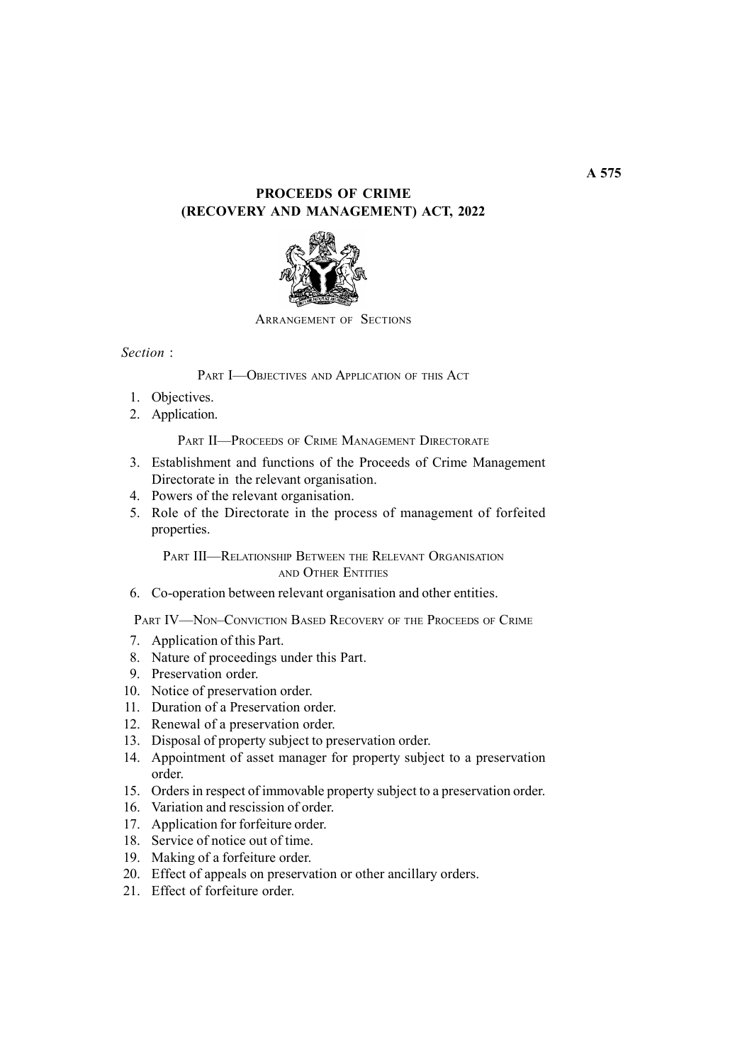# PROCEEDS OF CRIME (RECOVERY AND MANAGEMENT) ACT, 2022

ARRANGEMENT OF SECTIONS

*Section* :

## PART I—OBJECTIVES AND APPLICATION OF THIS ACT

1. Objectives.
2. Application.

## PART II—PROCEEDS OF CRIME MANAGEMENT DIRECTORATE

3. Establishment and functions of the Proceeds of Crime Management Directorate in the relevant organisation.
4. Powers of the relevant organisation.
5. Role of the Directorate in the process of management of forfeited properties.

## PART III—RELATIONSHIP BETWEEN THE RELEVANT ORGANISATION AND OTHER ENTITIES

6. Co-operation between relevant organisation and other entities.

## PART IV—NON–CONVICTION BASED RECOVERY OF THE PROCEEDS OF CRIME

7. Application of this Part.
8. Nature of proceedings under this Part.
9. Preservation order.
10. Notice of preservation order.
11. Duration of a Preservation order.
12. Renewal of a preservation order.
13. Disposal of property subject to preservation order.
14. Appointment of asset manager for property subject to a preservation order.
15. Orders in respect of immovable property subject to a preservation order.
16. Variation and rescission of order.
17. Application for forfeiture order.
18. Service of notice out of time.
19. Making of a forfeiture order.
20. Effect of appeals on preservation or other ancillary orders.
21. Effect of forfeiture order.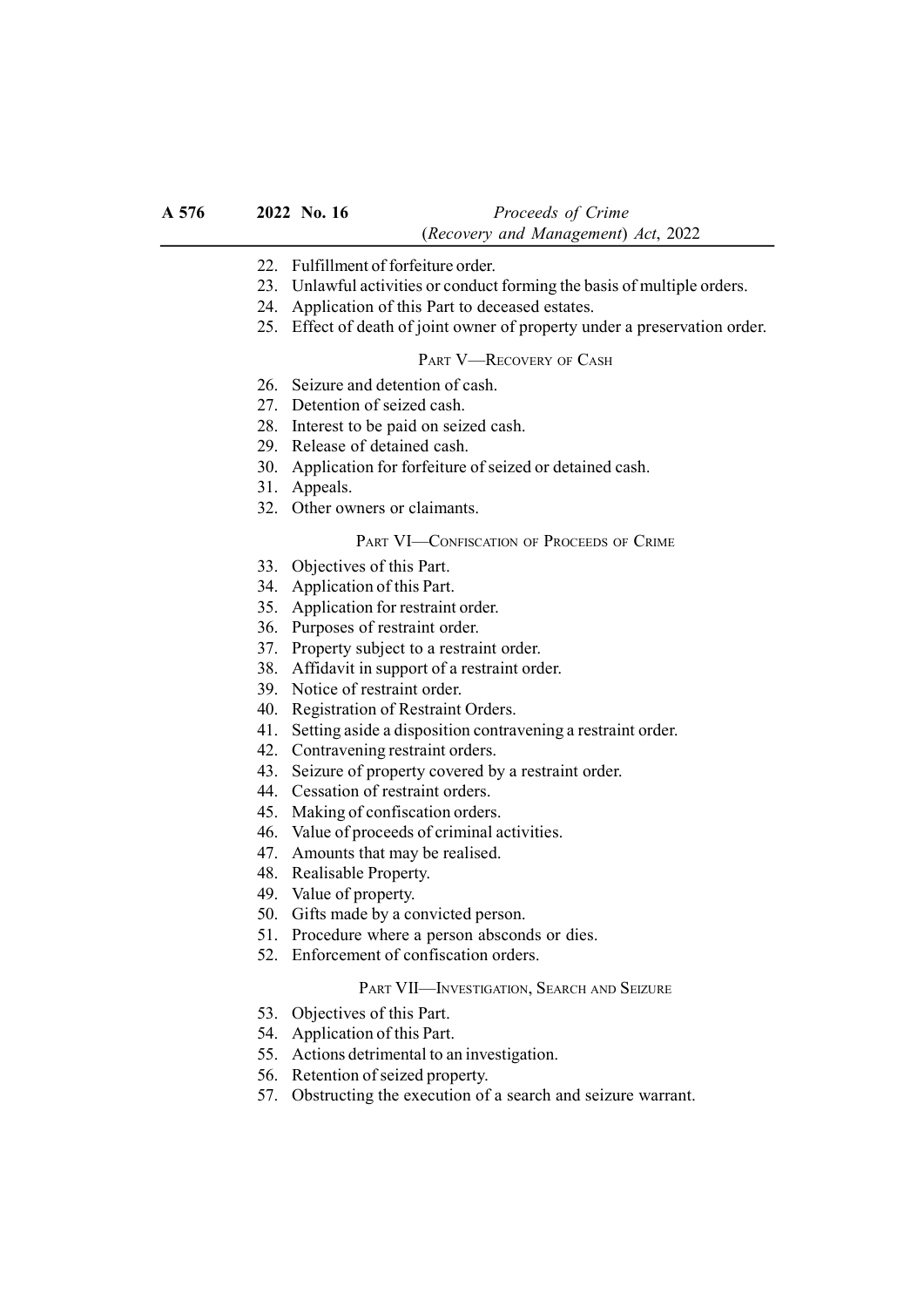22. Fulfillment of forfeiture order.
23. Unlawful activities or conduct forming the basis of multiple orders.
24. Application of this Part to deceased estates.
25. Effect of death of joint owner of property under a preservation order.

PART V—RECOVERY OF CASH

26. Seizure and detention of cash.
27. Detention of seized cash.
28. Interest to be paid on seized cash.
29. Release of detained cash.
30. Application for forfeiture of seized or detained cash.
31. Appeals.
32. Other owners or claimants.

PART VI—CONFISCATION OF PROCEEDS OF CRIME

33. Objectives of this Part.
34. Application of this Part.
35. Application for restraint order.
36. Purposes of restraint order.
37. Property subject to a restraint order.
38. Affidavit in support of a restraint order.
39. Notice of restraint order.
40. Registration of Restraint Orders.
41. Setting aside a disposition contravening a restraint order.
42. Contravening restraint orders.
43. Seizure of property covered by a restraint order.
44. Cessation of restraint orders.
45. Making of confiscation orders.
46. Value of proceeds of criminal activities.
47. Amounts that may be realised.
48. Realisable Property.
49. Value of property.
50. Gifts made by a convicted person.
51. Procedure where a person absconds or dies.
52. Enforcement of confiscation orders.

PART VII—INVESTIGATION, SEARCH AND SEIZURE

53. Objectives of this Part.
54. Application of this Part.
55. Actions detrimental to an investigation.
56. Retention of seized property.
57. Obstructing the execution of a search and seizure warrant.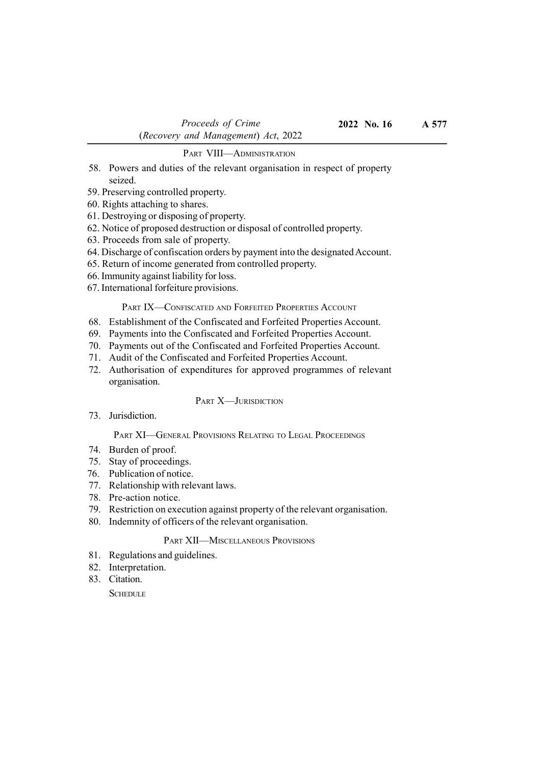PART VIII—ADMINISTRATION

58. Powers and duties of the relevant organisation in respect of property seized.
59. Preserving controlled property.
60. Rights attaching to shares.
61. Destroying or disposing of property.
62. Notice of proposed destruction or disposal of controlled property.
63. Proceeds from sale of property.
64. Discharge of confiscation orders by payment into the designated Account.
65. Return of income generated from controlled property.
66. Immunity against liability for loss.
67. International forfeiture provisions.

PART IX—CONFISCATED AND FORFEITED PROPERTIES ACCOUNT

68. Establishment of the Confiscated and Forfeited Properties Account.
69. Payments into the Confiscated and Forfeited Properties Account.
70. Payments out of the Confiscated and Forfeited Properties Account.
71. Audit of the Confiscated and Forfeited Properties Account.
72. Authorisation of expenditures for approved programmes of relevant organisation.

PART X—JURISDICTION

73. Jurisdiction.

PART XI—GENERAL PROVISIONS RELATING TO LEGAL PROCEEDINGS

74. Burden of proof.
75. Stay of proceedings.
76. Publication of notice.
77. Relationship with relevant laws.
78. Pre-action notice.
79. Restriction on execution against property of the relevant organisation.
80. Indemnity of officers of the relevant organisation.

PART XII—MISCELLANEOUS PROVISIONS

81. Regulations and guidelines.
82. Interpretation.
83. Citation.

SCHEDULE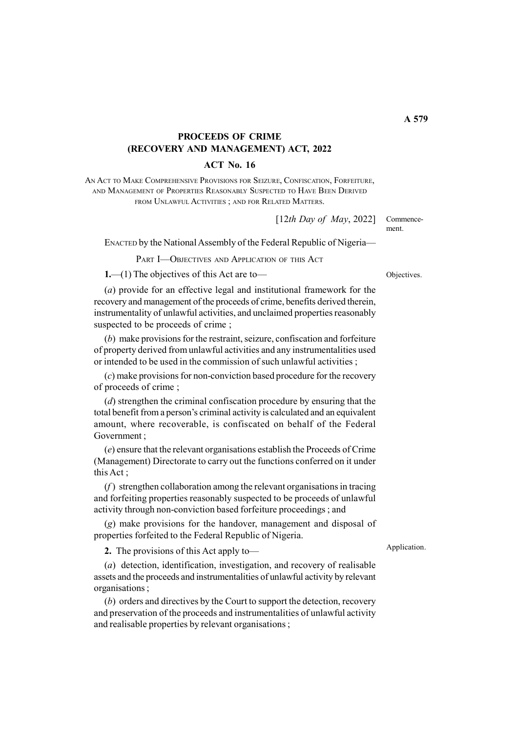# PROCEEDS OF CRIME (RECOVERY AND MANAGEMENT) ACT, 2022

## ACT No. 16

AN ACT TO MAKE COMPREHENSIVE PROVISIONS FOR SEIZURE, CONFISCATION, FORFEITURE, AND MANAGEMENT OF PROPERTIES REASONABLY SUSPECTED TO HAVE BEEN DERIVED FROM UNLAWFUL ACTIVITIES ; AND FOR RELATED MATTERS.

[12*th Day of May*, 2022] Commencement.

ENACTED by the National Assembly of the Federal Republic of Nigeria—

PART I—OBJECTIVES AND APPLICATION OF THIS ACT

Objectives.

**1.**—(1) The objectives of this Act are to—

(*a*) provide for an effective legal and institutional framework for the recovery and management of the proceeds of crime, benefits derived therein, instrumentality of unlawful activities, and unclaimed properties reasonably suspected to be proceeds of crime ;

(*b*) make provisions for the restraint, seizure, confiscation and forfeiture of property derived from unlawful activities and any instrumentalities used or intended to be used in the commission of such unlawful activities ;

(*c*) make provisions for non-conviction based procedure for the recovery of proceeds of crime ;

(*d*) strengthen the criminal confiscation procedure by ensuring that the total benefit from a person's criminal activity is calculated and an equivalent amount, where recoverable, is confiscated on behalf of the Federal Government ;

(*e*) ensure that the relevant organisations establish the Proceeds of Crime (Management) Directorate to carry out the functions conferred on it under this Act ;

(*f*) strengthen collaboration among the relevant organisations in tracing and forfeiting properties reasonably suspected to be proceeds of unlawful activity through non-conviction based forfeiture proceedings ; and

(*g*) make provisions for the handover, management and disposal of properties forfeited to the Federal Republic of Nigeria.

Application.

**2.** The provisions of this Act apply to—

(*a*) detection, identification, investigation, and recovery of realisable assets and the proceeds and instrumentalities of unlawful activity by relevant organisations ;

(*b*) orders and directives by the Court to support the detection, recovery and preservation of the proceeds and instrumentalities of unlawful activity and realisable properties by relevant organisations ;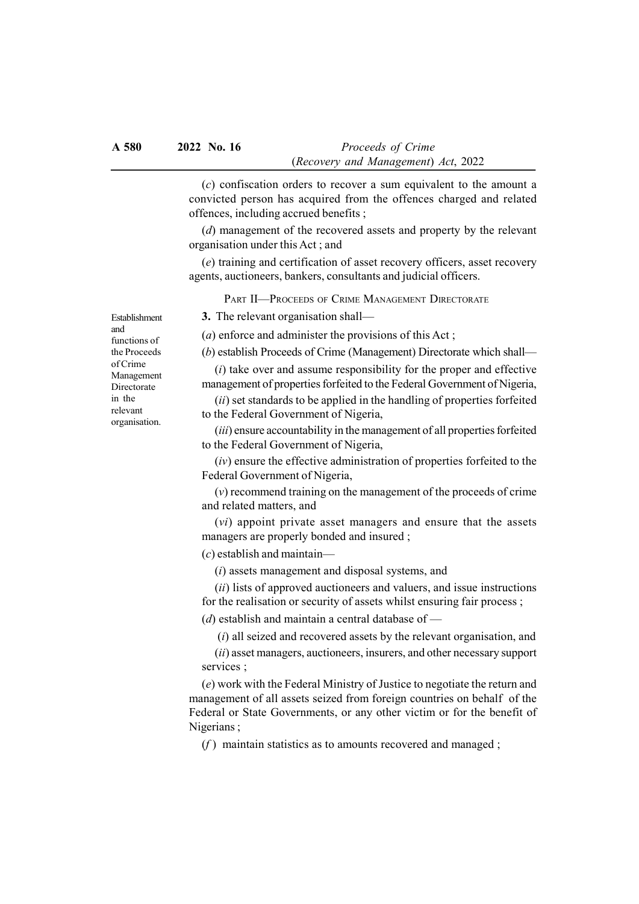(*c*) confiscation orders to recover a sum equivalent to the amount a convicted person has acquired from the offences charged and related offences, including accrued benefits ;

(*d*) management of the recovered assets and property by the relevant organisation under this Act ; and

(*e*) training and certification of asset recovery officers, asset recovery agents, auctioneers, bankers, consultants and judicial officers.

## PART II—PROCEEDS OF CRIME MANAGEMENT DIRECTORATE

*Establishment and functions of the Proceeds of Crime Management Directorate in the relevant organisation.*

**3.** The relevant organisation shall—

(*a*) enforce and administer the provisions of this Act ;

(*b*) establish Proceeds of Crime (Management) Directorate which shall—

(*i*) take over and assume responsibility for the proper and effective management of properties forfeited to the Federal Government of Nigeria,

(*ii*) set standards to be applied in the handling of properties forfeited to the Federal Government of Nigeria,

(*iii*) ensure accountability in the management of all properties forfeited to the Federal Government of Nigeria,

(*iv*) ensure the effective administration of properties forfeited to the Federal Government of Nigeria,

(*v*) recommend training on the management of the proceeds of crime and related matters, and

(*vi*) appoint private asset managers and ensure that the assets managers are properly bonded and insured ;

(*c*) establish and maintain—

(*i*) assets management and disposal systems, and

(*ii*) lists of approved auctioneers and valuers, and issue instructions for the realisation or security of assets whilst ensuring fair process ;

(*d*) establish and maintain a central database of —

(*i*) all seized and recovered assets by the relevant organisation, and

(*ii*) asset managers, auctioneers, insurers, and other necessary support services ;

(*e*) work with the Federal Ministry of Justice to negotiate the return and management of all assets seized from foreign countries on behalf of the Federal or State Governments, or any other victim or for the benefit of Nigerians ;

(*f*) maintain statistics as to amounts recovered and managed ;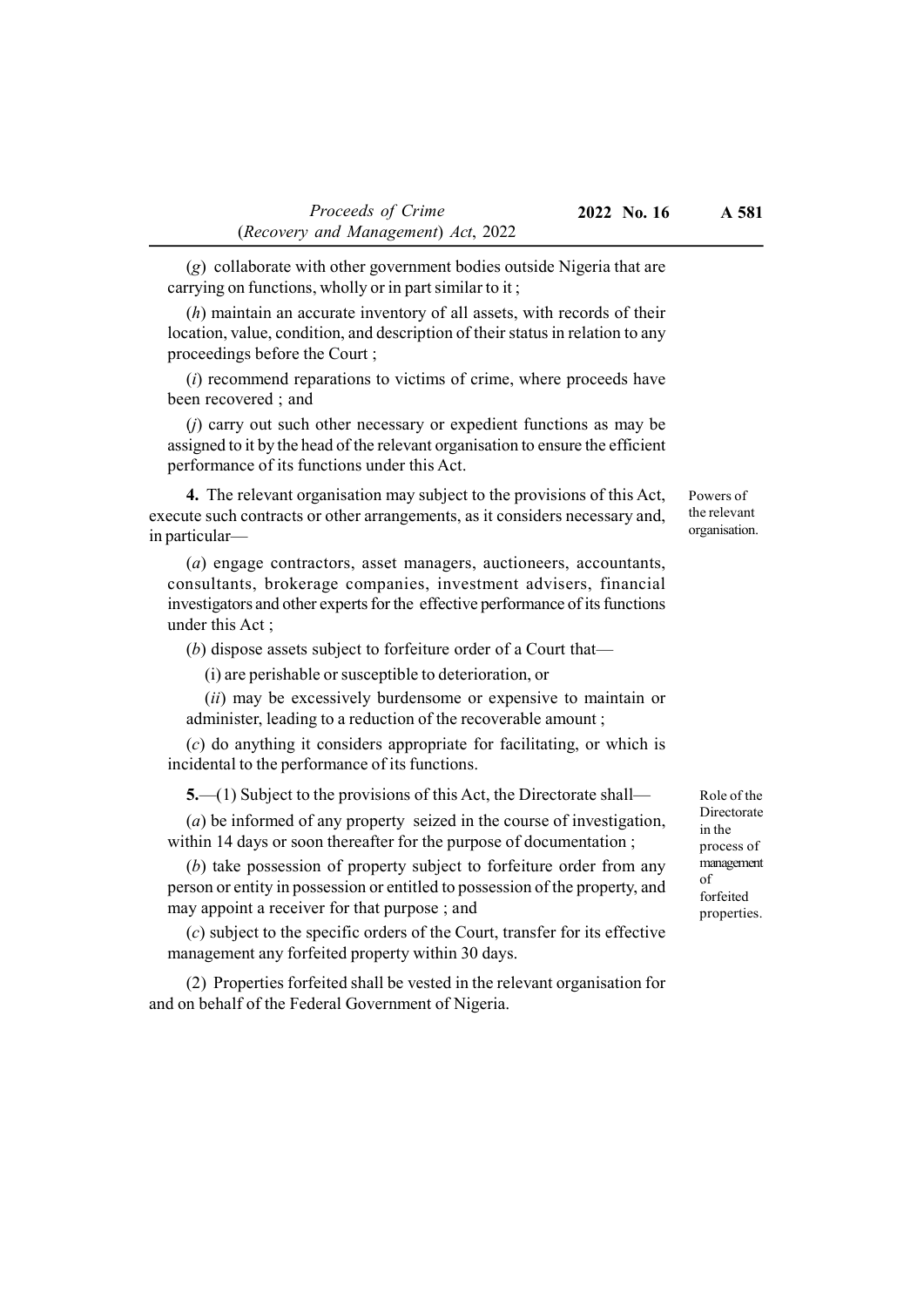(*g*) collaborate with other government bodies outside Nigeria that are carrying on functions, wholly or in part similar to it ;

(*h*) maintain an accurate inventory of all assets, with records of their location, value, condition, and description of their status in relation to any proceedings before the Court ;

(*i*) recommend reparations to victims of crime, where proceeds have been recovered ; and

(*j*) carry out such other necessary or expedient functions as may be assigned to it by the head of the relevant organisation to ensure the efficient performance of its functions under this Act.

*Powers of the relevant organisation.*

**4.** The relevant organisation may subject to the provisions of this Act, execute such contracts or other arrangements, as it considers necessary and, in particular—

(*a*) engage contractors, asset managers, auctioneers, accountants, consultants, brokerage companies, investment advisers, financial investigators and other experts for the effective performance of its functions under this Act ;

(*b*) dispose assets subject to forfeiture order of a Court that—

(i) are perishable or susceptible to deterioration, or

(*ii*) may be excessively burdensome or expensive to maintain or administer, leading to a reduction of the recoverable amount ;

(*c*) do anything it considers appropriate for facilitating, or which is incidental to the performance of its functions.

*Role of the Directorate in the process of management of forfeited properties.*

**5.**—(1) Subject to the provisions of this Act, the Directorate shall—

(*a*) be informed of any property seized in the course of investigation, within 14 days or soon thereafter for the purpose of documentation ;

(*b*) take possession of property subject to forfeiture order from any person or entity in possession or entitled to possession of the property, and may appoint a receiver for that purpose ; and

(*c*) subject to the specific orders of the Court, transfer for its effective management any forfeited property within 30 days.

(2) Properties forfeited shall be vested in the relevant organisation for and on behalf of the Federal Government of Nigeria.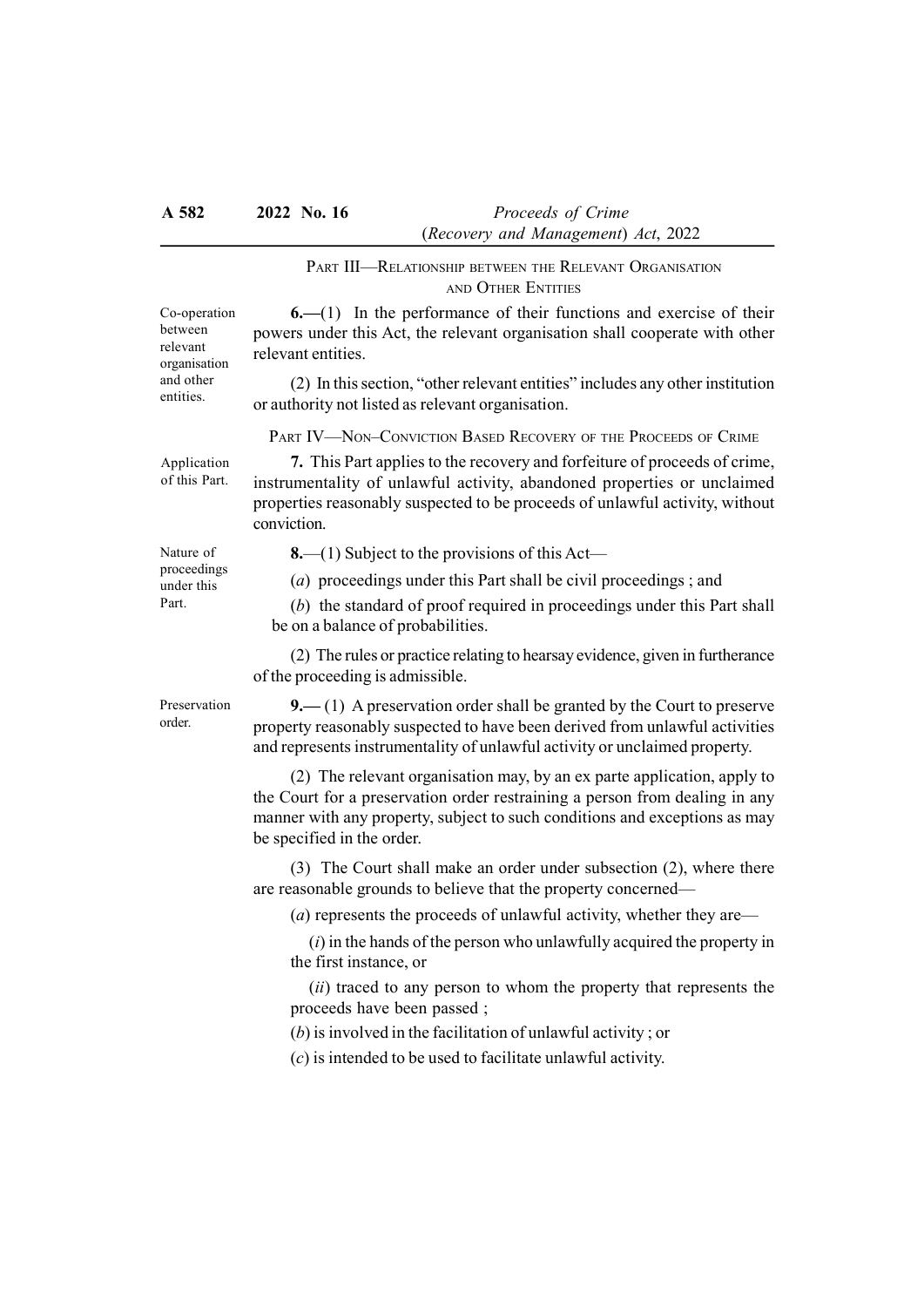## Part III—Relationship between the Relevant Organisation and Other Entities

Co-operation between relevant organisation and other entities.

**6.**—(1) In the performance of their functions and exercise of their powers under this Act, the relevant organisation shall cooperate with other relevant entities.

(2) In this section, "other relevant entities" includes any other institution or authority not listed as relevant organisation.

## Part IV—Non–Conviction Based Recovery of the Proceeds of Crime

Application of this Part.

**7.** This Part applies to the recovery and forfeiture of proceeds of crime, instrumentality of unlawful activity, abandoned properties or unclaimed properties reasonably suspected to be proceeds of unlawful activity, without conviction.

Nature of proceedings under this Part.

**8.**—(1) Subject to the provisions of this Act—

(*a*) proceedings under this Part shall be civil proceedings ; and

(*b*) the standard of proof required in proceedings under this Part shall be on a balance of probabilities.

(2) The rules or practice relating to hearsay evidence, given in furtherance of the proceeding is admissible.

Preservation order.

**9.**— (1) A preservation order shall be granted by the Court to preserve property reasonably suspected to have been derived from unlawful activities and represents instrumentality of unlawful activity or unclaimed property.

(2) The relevant organisation may, by an ex parte application, apply to the Court for a preservation order restraining a person from dealing in any manner with any property, subject to such conditions and exceptions as may be specified in the order.

(3) The Court shall make an order under subsection (2), where there are reasonable grounds to believe that the property concerned—

(*a*) represents the proceeds of unlawful activity, whether they are—

(*i*) in the hands of the person who unlawfully acquired the property in the first instance, or

(*ii*) traced to any person to whom the property that represents the proceeds have been passed ;

(*b*) is involved in the facilitation of unlawful activity ; or

(*c*) is intended to be used to facilitate unlawful activity.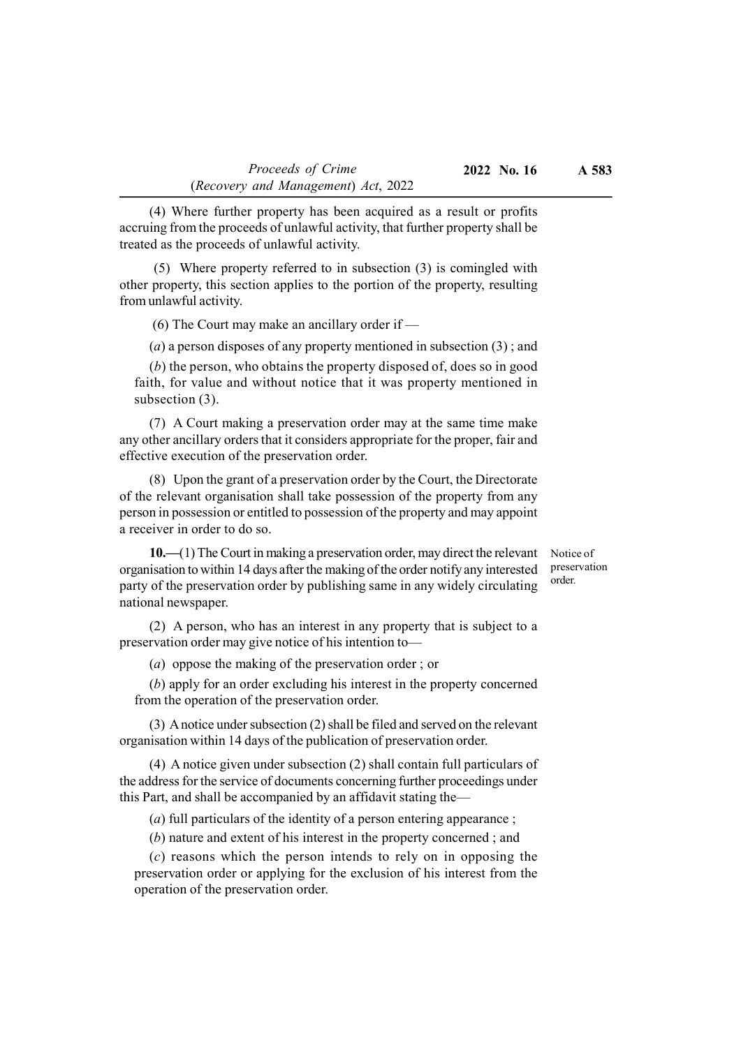(4) Where further property has been acquired as a result or profits accruing from the proceeds of unlawful activity, that further property shall be treated as the proceeds of unlawful activity.

(5) Where property referred to in subsection (3) is comingled with other property, this section applies to the portion of the property, resulting from unlawful activity.

(6) The Court may make an ancillary order if —

(*a*) a person disposes of any property mentioned in subsection (3) ; and

(*b*) the person, who obtains the property disposed of, does so in good faith, for value and without notice that it was property mentioned in subsection (3).

(7) A Court making a preservation order may at the same time make any other ancillary orders that it considers appropriate for the proper, fair and effective execution of the preservation order.

(8) Upon the grant of a preservation order by the Court, the Directorate of the relevant organisation shall take possession of the property from any person in possession or entitled to possession of the property and may appoint a receiver in order to do so.

*Notice of preservation order.*

**10.**—(1) The Court in making a preservation order, may direct the relevant organisation to within 14 days after the making of the order notify any interested party of the preservation order by publishing same in any widely circulating national newspaper.

(2) A person, who has an interest in any property that is subject to a preservation order may give notice of his intention to—

(*a*) oppose the making of the preservation order ; or

(*b*) apply for an order excluding his interest in the property concerned from the operation of the preservation order.

(3) A notice under subsection (2) shall be filed and served on the relevant organisation within 14 days of the publication of preservation order.

(4) A notice given under subsection (2) shall contain full particulars of the address for the service of documents concerning further proceedings under this Part, and shall be accompanied by an affidavit stating the—

(*a*) full particulars of the identity of a person entering appearance ;

(*b*) nature and extent of his interest in the property concerned ; and

(*c*) reasons which the person intends to rely on in opposing the preservation order or applying for the exclusion of his interest from the operation of the preservation order.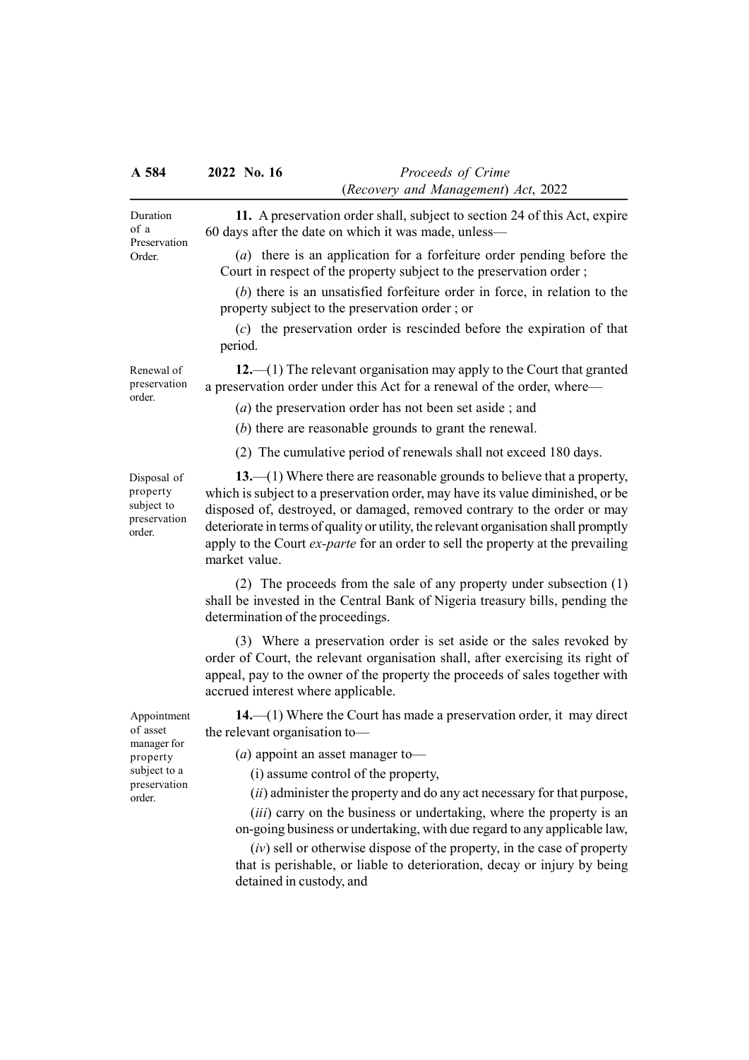**Duration of a Preservation Order.**

**11.** A preservation order shall, subject to section 24 of this Act, expire 60 days after the date on which it was made, unless—

(*a*) there is an application for a forfeiture order pending before the Court in respect of the property subject to the preservation order ;

(*b*) there is an unsatisfied forfeiture order in force, in relation to the property subject to the preservation order ; or

(*c*) the preservation order is rescinded before the expiration of that period.

**Renewal of preservation order.**

**12.**—(1) The relevant organisation may apply to the Court that granted a preservation order under this Act for a renewal of the order, where—

(*a*) the preservation order has not been set aside ; and

(*b*) there are reasonable grounds to grant the renewal.

(2) The cumulative period of renewals shall not exceed 180 days.

**Disposal of property subject to preservation order.**

**13.**—(1) Where there are reasonable grounds to believe that a property, which is subject to a preservation order, may have its value diminished, or be disposed of, destroyed, or damaged, removed contrary to the order or may deteriorate in terms of quality or utility, the relevant organisation shall promptly apply to the Court *ex-parte* for an order to sell the property at the prevailing market value.

(2) The proceeds from the sale of any property under subsection (1) shall be invested in the Central Bank of Nigeria treasury bills, pending the determination of the proceedings.

(3) Where a preservation order is set aside or the sales revoked by order of Court, the relevant organisation shall, after exercising its right of appeal, pay to the owner of the property the proceeds of sales together with accrued interest where applicable.

**Appointment of asset manager for property subject to a preservation order.**

**14.**—(1) Where the Court has made a preservation order, it may direct the relevant organisation to—

(*a*) appoint an asset manager to—

(i) assume control of the property,

(*ii*) administer the property and do any act necessary for that purpose,

(*iii*) carry on the business or undertaking, where the property is an on-going business or undertaking, with due regard to any applicable law,

(*iv*) sell or otherwise dispose of the property, in the case of property that is perishable, or liable to deterioration, decay or injury by being detained in custody, and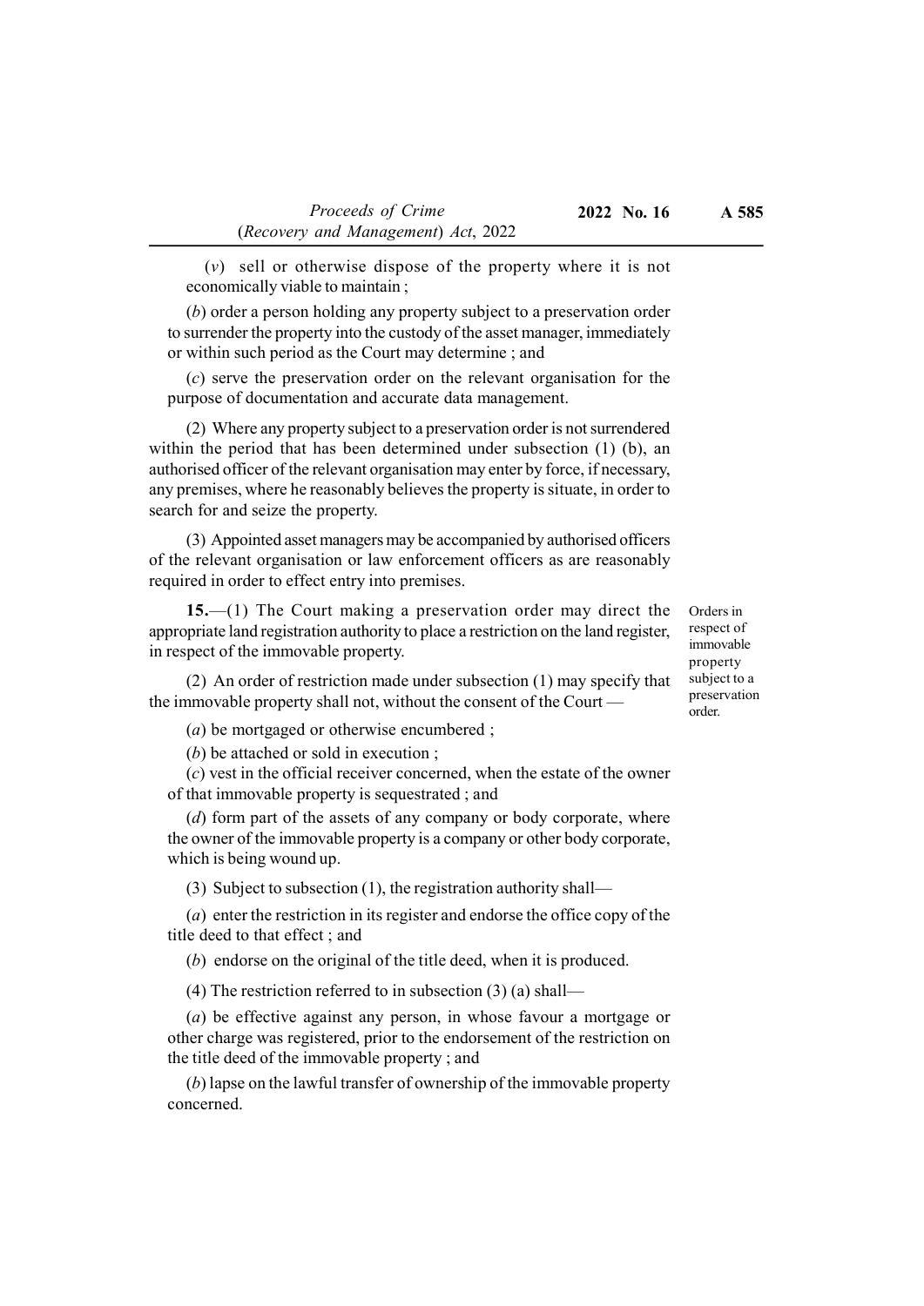(*v*) sell or otherwise dispose of the property where it is not economically viable to maintain ;

(*b*) order a person holding any property subject to a preservation order to surrender the property into the custody of the asset manager, immediately or within such period as the Court may determine ; and

(*c*) serve the preservation order on the relevant organisation for the purpose of documentation and accurate data management.

(2) Where any property subject to a preservation order is not surrendered within the period that has been determined under subsection (1) (b), an authorised officer of the relevant organisation may enter by force, if necessary, any premises, where he reasonably believes the property is situate, in order to search for and seize the property.

(3) Appointed asset managers may be accompanied by authorised officers of the relevant organisation or law enforcement officers as are reasonably required in order to effect entry into premises.

Orders in respect of immovable property subject to a preservation order.

**15.**—(1) The Court making a preservation order may direct the appropriate land registration authority to place a restriction on the land register, in respect of the immovable property.

(2) An order of restriction made under subsection (1) may specify that the immovable property shall not, without the consent of the Court —

(*a*) be mortgaged or otherwise encumbered ;

(*b*) be attached or sold in execution ;

(*c*) vest in the official receiver concerned, when the estate of the owner of that immovable property is sequestrated ; and

(*d*) form part of the assets of any company or body corporate, where the owner of the immovable property is a company or other body corporate, which is being wound up.

(3) Subject to subsection (1), the registration authority shall—

(*a*) enter the restriction in its register and endorse the office copy of the title deed to that effect ; and

(*b*) endorse on the original of the title deed, when it is produced.

(4) The restriction referred to in subsection (3) (a) shall—

(*a*) be effective against any person, in whose favour a mortgage or other charge was registered, prior to the endorsement of the restriction on the title deed of the immovable property ; and

(*b*) lapse on the lawful transfer of ownership of the immovable property concerned.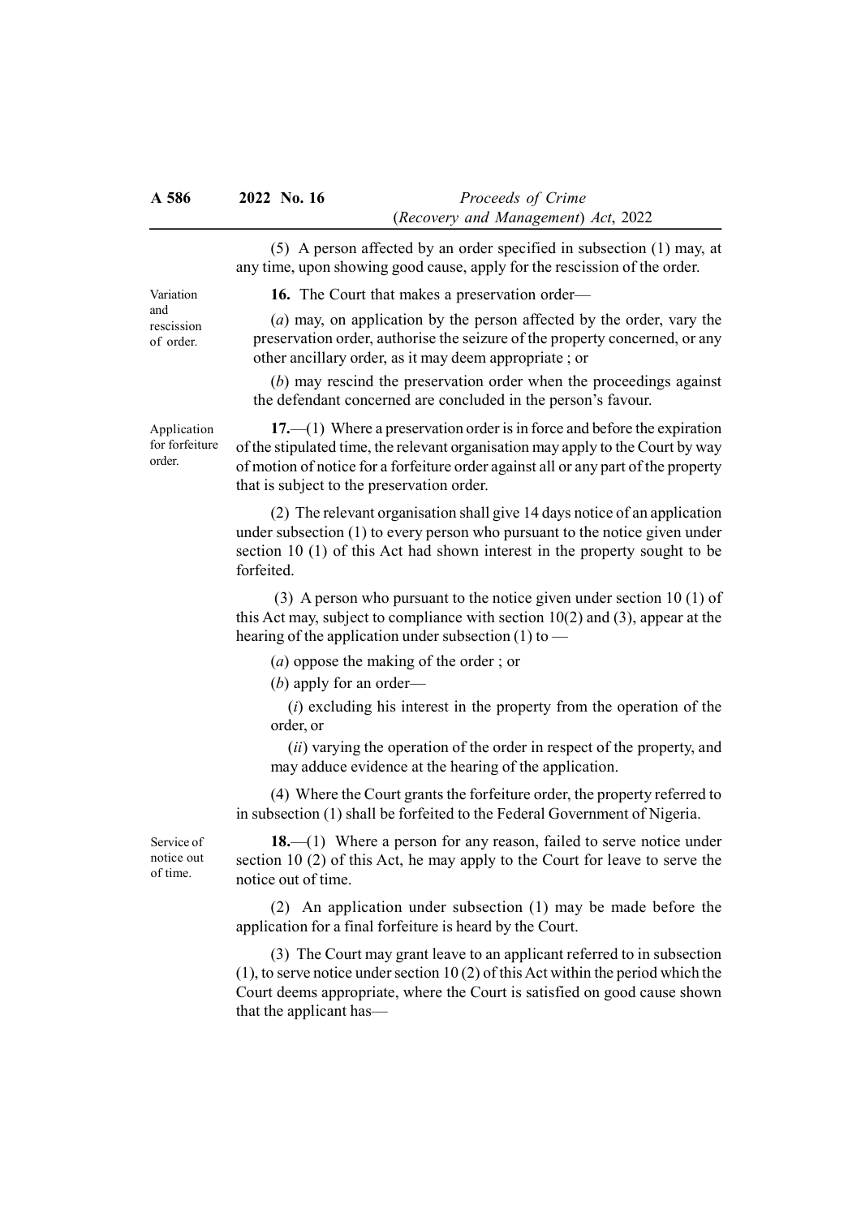(5) A person affected by an order specified in subsection (1) may, at any time, upon showing good cause, apply for the rescission of the order.

Variation and rescission of order.

**16.** The Court that makes a preservation order—

(*a*) may, on application by the person affected by the order, vary the preservation order, authorise the seizure of the property concerned, or any other ancillary order, as it may deem appropriate ; or

(*b*) may rescind the preservation order when the proceedings against the defendant concerned are concluded in the person's favour.

Application for forfeiture order.

**17.**—(1) Where a preservation order is in force and before the expiration of the stipulated time, the relevant organisation may apply to the Court by way of motion of notice for a forfeiture order against all or any part of the property that is subject to the preservation order.

(2) The relevant organisation shall give 14 days notice of an application under subsection (1) to every person who pursuant to the notice given under section 10 (1) of this Act had shown interest in the property sought to be forfeited.

(3) A person who pursuant to the notice given under section 10 (1) of this Act may, subject to compliance with section 10(2) and (3), appear at the hearing of the application under subsection (1) to —

(*a*) oppose the making of the order ; or

(*b*) apply for an order—

(*i*) excluding his interest in the property from the operation of the order, or

(*ii*) varying the operation of the order in respect of the property, and may adduce evidence at the hearing of the application.

(4) Where the Court grants the forfeiture order, the property referred to in subsection (1) shall be forfeited to the Federal Government of Nigeria.

Service of notice out of time.

**18.**—(1) Where a person for any reason, failed to serve notice under section 10 (2) of this Act, he may apply to the Court for leave to serve the notice out of time.

(2) An application under subsection (1) may be made before the application for a final forfeiture is heard by the Court.

(3) The Court may grant leave to an applicant referred to in subsection (1), to serve notice under section 10 (2) of this Act within the period which the Court deems appropriate, where the Court is satisfied on good cause shown that the applicant has—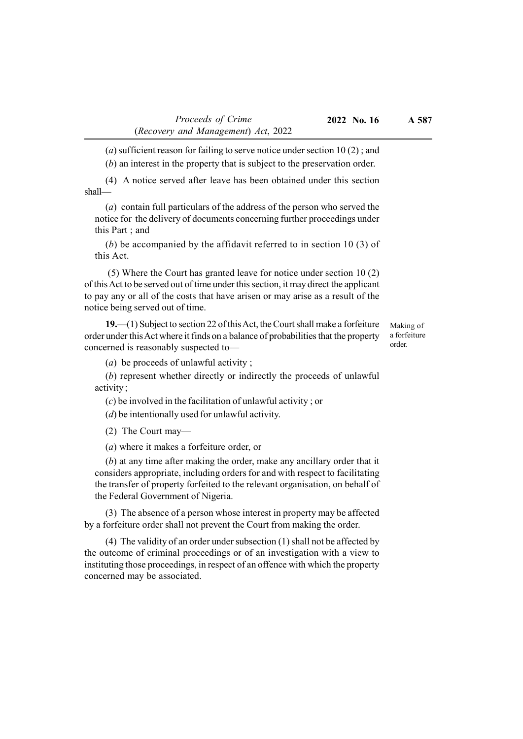(*a*) sufficient reason for failing to serve notice under section 10 (2) ; and

(*b*) an interest in the property that is subject to the preservation order.

(4) A notice served after leave has been obtained under this section shall—

(*a*) contain full particulars of the address of the person who served the notice for the delivery of documents concerning further proceedings under this Part ; and

(*b*) be accompanied by the affidavit referred to in section 10 (3) of this Act.

(5) Where the Court has granted leave for notice under section 10 (2) of this Act to be served out of time under this section, it may direct the applicant to pay any or all of the costs that have arisen or may arise as a result of the notice being served out of time.

Making of a forfeiture order.

**19.—**(1) Subject to section 22 of this Act, the Court shall make a forfeiture order under this Act where it finds on a balance of probabilities that the property concerned is reasonably suspected to—

(*a*) be proceeds of unlawful activity ;

(*b*) represent whether directly or indirectly the proceeds of unlawful activity ;

(*c*) be involved in the facilitation of unlawful activity ; or

(*d*) be intentionally used for unlawful activity.

(2) The Court may—

(*a*) where it makes a forfeiture order, or

(*b*) at any time after making the order, make any ancillary order that it considers appropriate, including orders for and with respect to facilitating the transfer of property forfeited to the relevant organisation, on behalf of the Federal Government of Nigeria.

(3) The absence of a person whose interest in property may be affected by a forfeiture order shall not prevent the Court from making the order.

(4) The validity of an order under subsection (1) shall not be affected by the outcome of criminal proceedings or of an investigation with a view to instituting those proceedings, in respect of an offence with which the property concerned may be associated.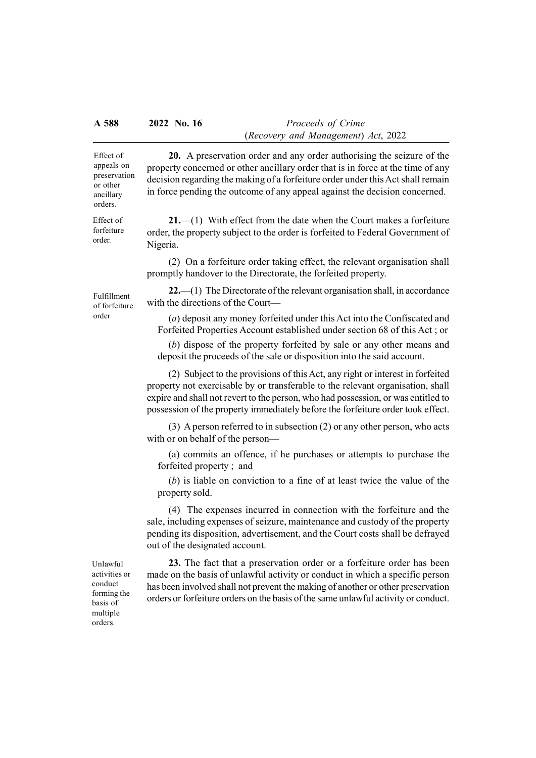**20.** A preservation order and any order authorising the seizure of the property concerned or other ancillary order that is in force at the time of any decision regarding the making of a forfeiture order under this Act shall remain in force pending the outcome of any appeal against the decision concerned.

*Effect of appeals on preservation or other ancillary orders.*

**21.**—(1) With effect from the date when the Court makes a forfeiture order, the property subject to the order is forfeited to Federal Government of Nigeria.

*Effect of forfeiture order.*

(2) On a forfeiture order taking effect, the relevant organisation shall promptly handover to the Directorate, the forfeited property.

**22.**—(1) The Directorate of the relevant organisation shall, in accordance with the directions of the Court—

*Fulfillment of forfeiture order*

(*a*) deposit any money forfeited under this Act into the Confiscated and Forfeited Properties Account established under section 68 of this Act ; or

(*b*) dispose of the property forfeited by sale or any other means and deposit the proceeds of the sale or disposition into the said account.

(2) Subject to the provisions of this Act, any right or interest in forfeited property not exercisable by or transferable to the relevant organisation, shall expire and shall not revert to the person, who had possession, or was entitled to possession of the property immediately before the forfeiture order took effect.

(3) A person referred to in subsection (2) or any other person, who acts with or on behalf of the person—

(a) commits an offence, if he purchases or attempts to purchase the forfeited property ; and

(*b*) is liable on conviction to a fine of at least twice the value of the property sold.

(4) The expenses incurred in connection with the forfeiture and the sale, including expenses of seizure, maintenance and custody of the property pending its disposition, advertisement, and the Court costs shall be defrayed out of the designated account.

**23.** The fact that a preservation order or a forfeiture order has been made on the basis of unlawful activity or conduct in which a specific person has been involved shall not prevent the making of another or other preservation orders or forfeiture orders on the basis of the same unlawful activity or conduct.

*Unlawful activities or conduct forming the basis of multiple orders.*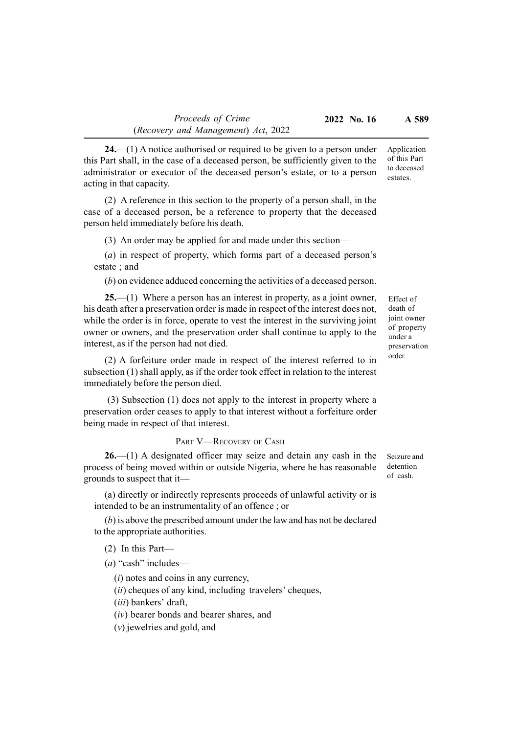**24.**—(1) A notice authorised or required to be given to a person under this Part shall, in the case of a deceased person, be sufficiently given to the administrator or executor of the deceased person's estate, or to a person acting in that capacity.

Application of this Part to deceased estates.

(2) A reference in this section to the property of a person shall, in the case of a deceased person, be a reference to property that the deceased person held immediately before his death.

(3) An order may be applied for and made under this section—

(*a*) in respect of property, which forms part of a deceased person's estate ; and

(*b*) on evidence adduced concerning the activities of a deceased person.

**25.**—(1) Where a person has an interest in property, as a joint owner, his death after a preservation order is made in respect of the interest does not, while the order is in force, operate to vest the interest in the surviving joint owner or owners, and the preservation order shall continue to apply to the interest, as if the person had not died.

Effect of death of joint owner of property under a preservation order.

(2) A forfeiture order made in respect of the interest referred to in subsection (1) shall apply, as if the order took effect in relation to the interest immediately before the person died.

(3) Subsection (1) does not apply to the interest in property where a preservation order ceases to apply to that interest without a forfeiture order being made in respect of that interest.

## PART V—RECOVERY OF CASH

**26.**—(1) A designated officer may seize and detain any cash in the process of being moved within or outside Nigeria, where he has reasonable grounds to suspect that it—

Seizure and detention of cash.

(a) directly or indirectly represents proceeds of unlawful activity or is intended to be an instrumentality of an offence ; or

(*b*) is above the prescribed amount under the law and has not be declared to the appropriate authorities.

(2) In this Part—

(*a*) "cash" includes—

(*i*) notes and coins in any currency,

(*ii*) cheques of any kind, including travelers' cheques,

(*iii*) bankers' draft,

(*iv*) bearer bonds and bearer shares, and

(*v*) jewelries and gold, and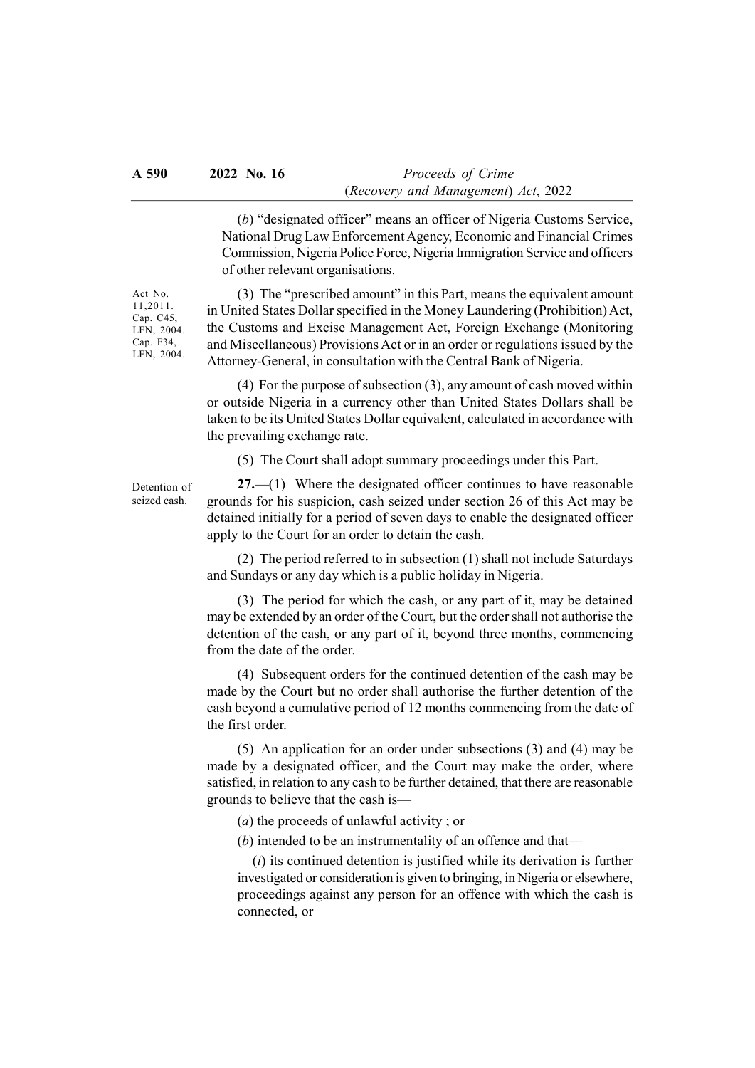(*b*) "designated officer" means an officer of Nigeria Customs Service, National Drug Law Enforcement Agency, Economic and Financial Crimes Commission, Nigeria Police Force, Nigeria Immigration Service and officers of other relevant organisations.

Act No. 11,2011. Cap. C45, LFN, 2004. Cap. F34, LFN, 2004.

(3) The "prescribed amount" in this Part, means the equivalent amount in United States Dollar specified in the Money Laundering (Prohibition) Act, the Customs and Excise Management Act, Foreign Exchange (Monitoring and Miscellaneous) Provisions Act or in an order or regulations issued by the Attorney-General, in consultation with the Central Bank of Nigeria.

(4) For the purpose of subsection (3), any amount of cash moved within or outside Nigeria in a currency other than United States Dollars shall be taken to be its United States Dollar equivalent, calculated in accordance with the prevailing exchange rate.

(5) The Court shall adopt summary proceedings under this Part.

Detention of seized cash.

**27.**—(1) Where the designated officer continues to have reasonable grounds for his suspicion, cash seized under section 26 of this Act may be detained initially for a period of seven days to enable the designated officer apply to the Court for an order to detain the cash.

(2) The period referred to in subsection (1) shall not include Saturdays and Sundays or any day which is a public holiday in Nigeria.

(3) The period for which the cash, or any part of it, may be detained may be extended by an order of the Court, but the order shall not authorise the detention of the cash, or any part of it, beyond three months, commencing from the date of the order.

(4) Subsequent orders for the continued detention of the cash may be made by the Court but no order shall authorise the further detention of the cash beyond a cumulative period of 12 months commencing from the date of the first order.

(5) An application for an order under subsections (3) and (4) may be made by a designated officer, and the Court may make the order, where satisfied, in relation to any cash to be further detained, that there are reasonable grounds to believe that the cash is—

(*a*) the proceeds of unlawful activity ; or

(*b*) intended to be an instrumentality of an offence and that—

(*i*) its continued detention is justified while its derivation is further investigated or consideration is given to bringing, in Nigeria or elsewhere, proceedings against any person for an offence with which the cash is connected, or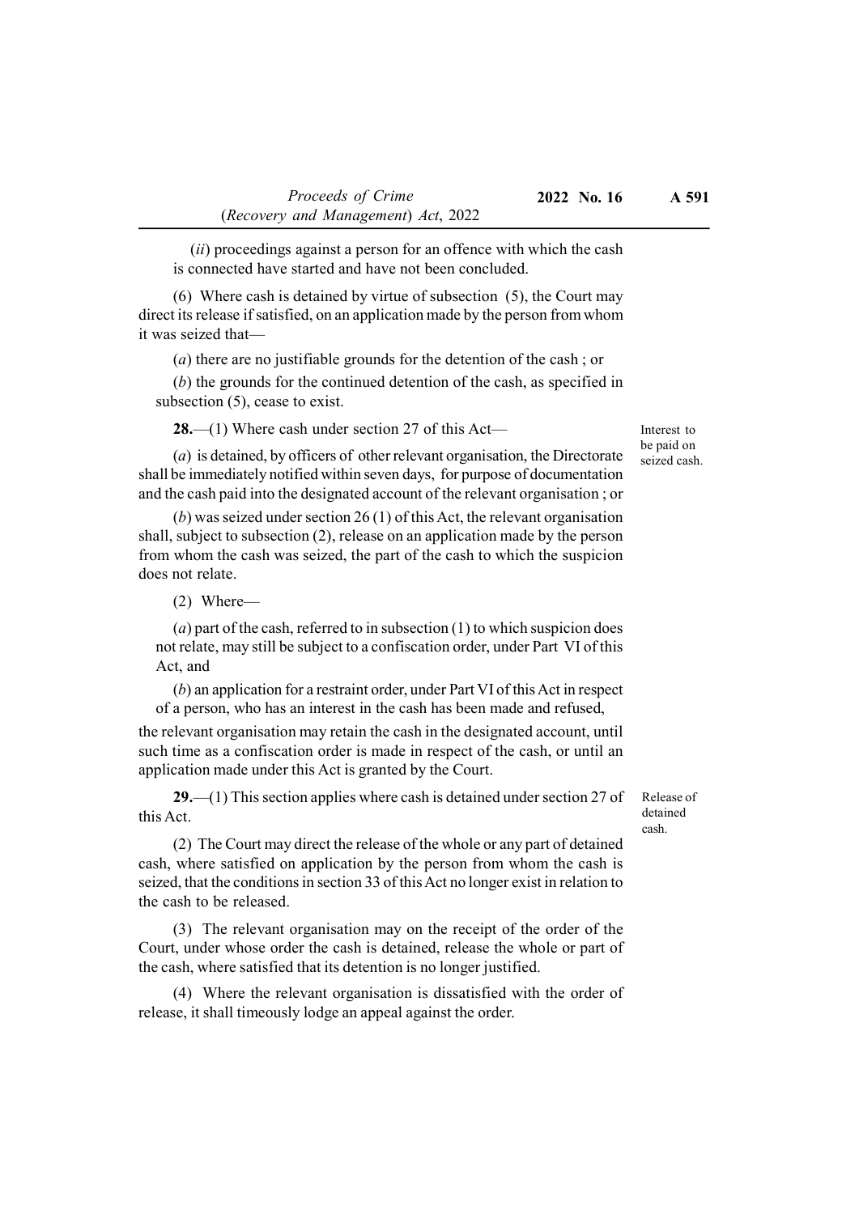(*ii*) proceedings against a person for an offence with which the cash is connected have started and have not been concluded.

(6) Where cash is detained by virtue of subsection (5), the Court may direct its release if satisfied, on an application made by the person from whom it was seized that—

(*a*) there are no justifiable grounds for the detention of the cash ; or

(*b*) the grounds for the continued detention of the cash, as specified in subsection (5), cease to exist.

*Interest to be paid on seized cash.*

**28.**—(1) Where cash under section 27 of this Act—

(*a*) is detained, by officers of other relevant organisation, the Directorate shall be immediately notified within seven days, for purpose of documentation and the cash paid into the designated account of the relevant organisation ; or

(*b*) was seized under section 26 (1) of this Act, the relevant organisation shall, subject to subsection (2), release on an application made by the person from whom the cash was seized, the part of the cash to which the suspicion does not relate.

(2) Where—

(*a*) part of the cash, referred to in subsection (1) to which suspicion does not relate, may still be subject to a confiscation order, under Part VI of this Act, and

(*b*) an application for a restraint order, under Part VI of this Act in respect of a person, who has an interest in the cash has been made and refused,

the relevant organisation may retain the cash in the designated account, until such time as a confiscation order is made in respect of the cash, or until an application made under this Act is granted by the Court.

*Release of detained cash.*

**29.**—(1) This section applies where cash is detained under section 27 of this Act.

(2) The Court may direct the release of the whole or any part of detained cash, where satisfied on application by the person from whom the cash is seized, that the conditions in section 33 of this Act no longer exist in relation to the cash to be released.

(3) The relevant organisation may on the receipt of the order of the Court, under whose order the cash is detained, release the whole or part of the cash, where satisfied that its detention is no longer justified.

(4) Where the relevant organisation is dissatisfied with the order of release, it shall timeously lodge an appeal against the order.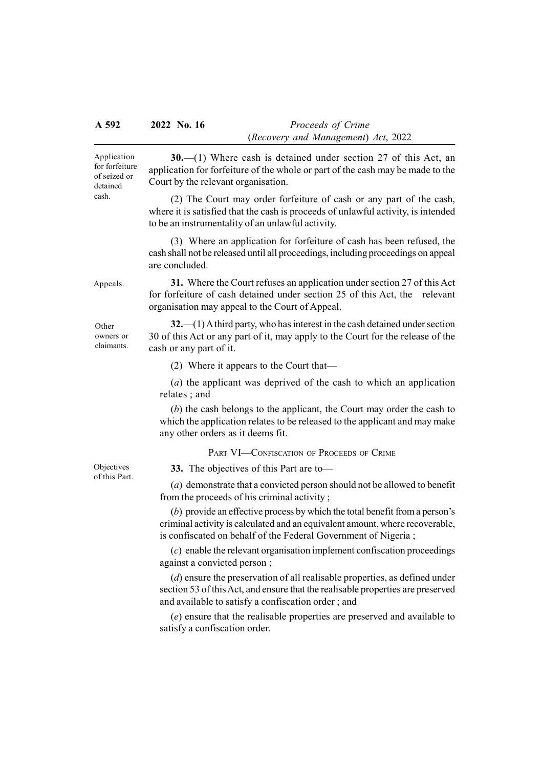Application for forfeiture of seized or detained cash.

**30.**—(1) Where cash is detained under section 27 of this Act, an application for forfeiture of the whole or part of the cash may be made to the Court by the relevant organisation.

(2) The Court may order forfeiture of cash or any part of the cash, where it is satisfied that the cash is proceeds of unlawful activity, is intended to be an instrumentality of an unlawful activity.

(3) Where an application for forfeiture of cash has been refused, the cash shall not be released until all proceedings, including proceedings on appeal are concluded.

Appeals.

**31.** Where the Court refuses an application under section 27 of this Act for forfeiture of cash detained under section 25 of this Act, the relevant organisation may appeal to the Court of Appeal.

Other owners or claimants.

**32.**—(1) A third party, who has interest in the cash detained under section 30 of this Act or any part of it, may apply to the Court for the release of the cash or any part of it.

(2) Where it appears to the Court that—

(*a*) the applicant was deprived of the cash to which an application relates ; and

(*b*) the cash belongs to the applicant, the Court may order the cash to which the application relates to be released to the applicant and may make any other orders as it deems fit.

## PART VI—CONFISCATION OF PROCEEDS OF CRIME

Objectives of this Part.

**33.** The objectives of this Part are to—

(*a*) demonstrate that a convicted person should not be allowed to benefit from the proceeds of his criminal activity ;

(*b*) provide an effective process by which the total benefit from a person's criminal activity is calculated and an equivalent amount, where recoverable, is confiscated on behalf of the Federal Government of Nigeria ;

(*c*) enable the relevant organisation implement confiscation proceedings against a convicted person ;

(*d*) ensure the preservation of all realisable properties, as defined under section 53 of this Act, and ensure that the realisable properties are preserved and available to satisfy a confiscation order ; and

(*e*) ensure that the realisable properties are preserved and available to satisfy a confiscation order.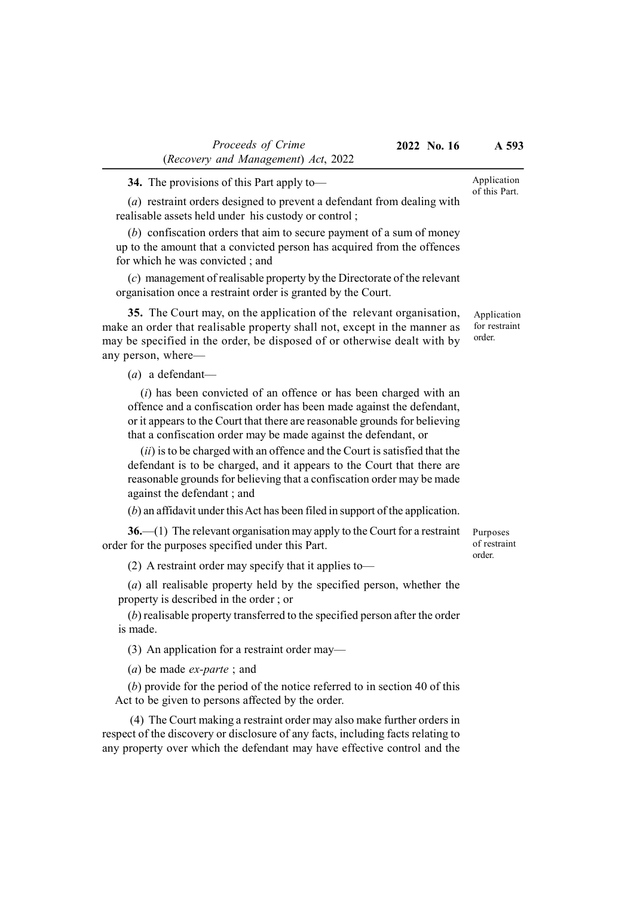**34.** The provisions of this Part apply to—

Application of this Part.

(*a*) restraint orders designed to prevent a defendant from dealing with realisable assets held under his custody or control ;

(*b*) confiscation orders that aim to secure payment of a sum of money up to the amount that a convicted person has acquired from the offences for which he was convicted ; and

(*c*) management of realisable property by the Directorate of the relevant organisation once a restraint order is granted by the Court.

**35.** The Court may, on the application of the relevant organisation, make an order that realisable property shall not, except in the manner as may be specified in the order, be disposed of or otherwise dealt with by any person, where—

Application for restraint order.

(*a*) a defendant—

(*i*) has been convicted of an offence or has been charged with an offence and a confiscation order has been made against the defendant, or it appears to the Court that there are reasonable grounds for believing that a confiscation order may be made against the defendant, or

(*ii*) is to be charged with an offence and the Court is satisfied that the defendant is to be charged, and it appears to the Court that there are reasonable grounds for believing that a confiscation order may be made against the defendant ; and

(*b*) an affidavit under this Act has been filed in support of the application.

**36.**—(1) The relevant organisation may apply to the Court for a restraint order for the purposes specified under this Part.

Purposes of restraint order.

(2) A restraint order may specify that it applies to—

(*a*) all realisable property held by the specified person, whether the property is described in the order ; or

(*b*) realisable property transferred to the specified person after the order is made.

(3) An application for a restraint order may—

(*a*) be made *ex-parte* ; and

(*b*) provide for the period of the notice referred to in section 40 of this Act to be given to persons affected by the order.

(4) The Court making a restraint order may also make further orders in respect of the discovery or disclosure of any facts, including facts relating to any property over which the defendant may have effective control and the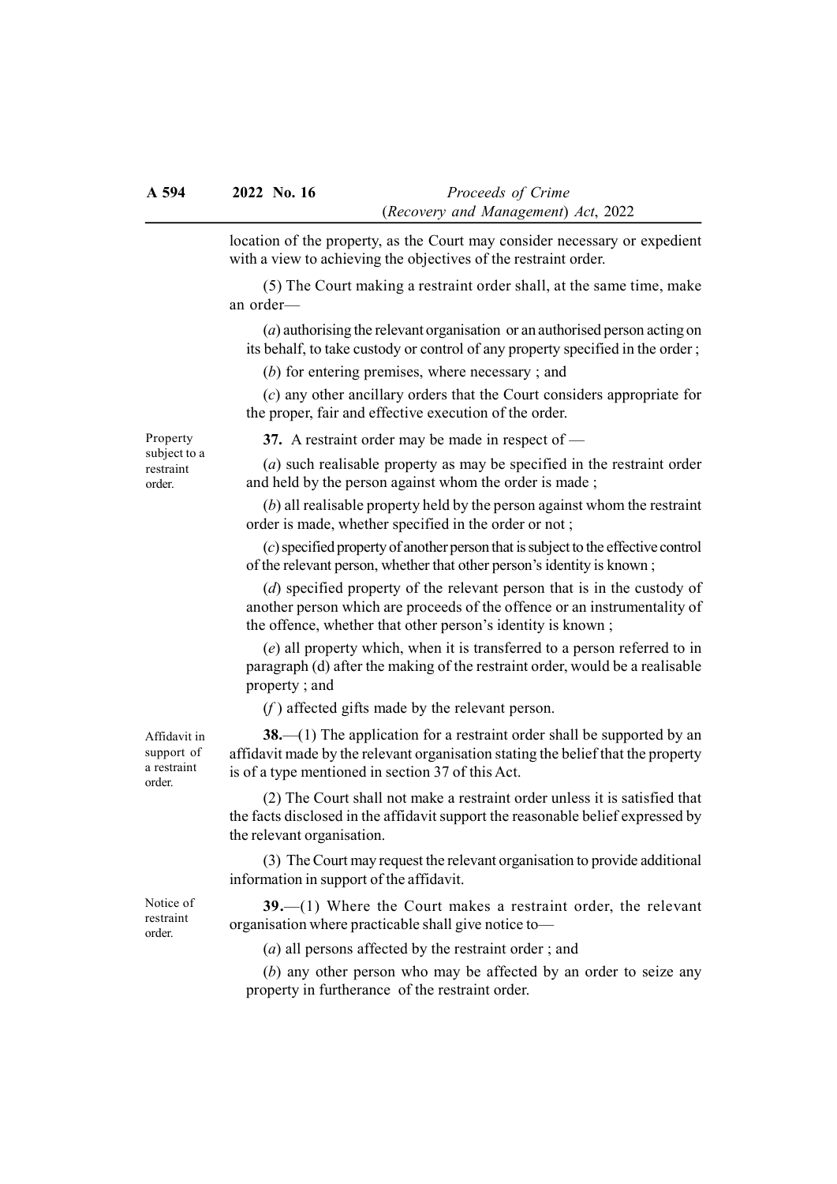location of the property, as the Court may consider necessary or expedient with a view to achieving the objectives of the restraint order.

(5) The Court making a restraint order shall, at the same time, make an order—

(*a*) authorising the relevant organisation or an authorised person acting on its behalf, to take custody or control of any property specified in the order ;

(*b*) for entering premises, where necessary ; and

(*c*) any other ancillary orders that the Court considers appropriate for the proper, fair and effective execution of the order.

Property subject to a restraint order.

**37.** A restraint order may be made in respect of —

(*a*) such realisable property as may be specified in the restraint order and held by the person against whom the order is made ;

(*b*) all realisable property held by the person against whom the restraint order is made, whether specified in the order or not ;

(*c*) specified property of another person that is subject to the effective control of the relevant person, whether that other person's identity is known ;

(*d*) specified property of the relevant person that is in the custody of another person which are proceeds of the offence or an instrumentality of the offence, whether that other person's identity is known ;

(*e*) all property which, when it is transferred to a person referred to in paragraph (d) after the making of the restraint order, would be a realisable property ; and

(*f* ) affected gifts made by the relevant person.

Affidavit in support of a restraint order.

**38.**—(1) The application for a restraint order shall be supported by an affidavit made by the relevant organisation stating the belief that the property is of a type mentioned in section 37 of this Act.

(2) The Court shall not make a restraint order unless it is satisfied that the facts disclosed in the affidavit support the reasonable belief expressed by the relevant organisation.

(3) The Court may request the relevant organisation to provide additional information in support of the affidavit.

Notice of restraint order.

**39.**—(1) Where the Court makes a restraint order, the relevant organisation where practicable shall give notice to—

(*a*) all persons affected by the restraint order ; and

(*b*) any other person who may be affected by an order to seize any property in furtherance of the restraint order.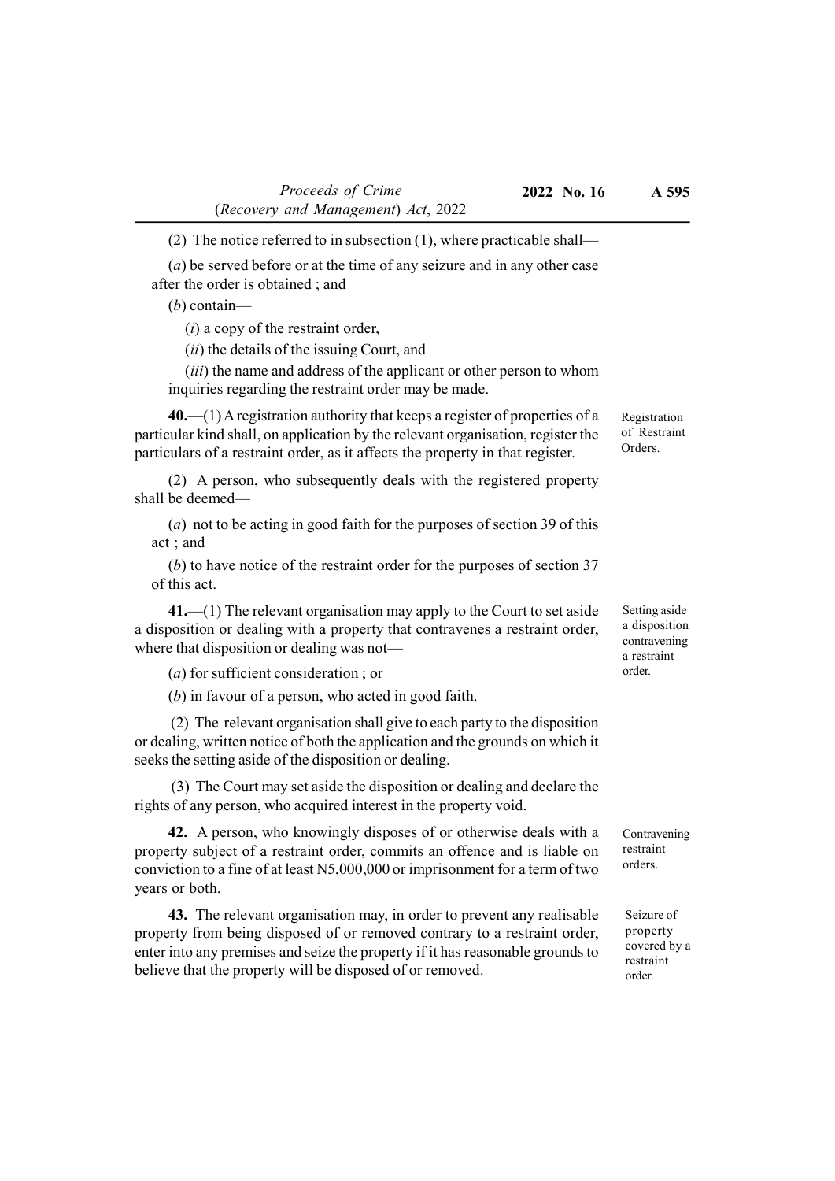(2) The notice referred to in subsection (1), where practicable shall—

(*a*) be served before or at the time of any seizure and in any other case after the order is obtained ; and

(*b*) contain—

(*i*) a copy of the restraint order,

(*ii*) the details of the issuing Court, and

(*iii*) the name and address of the applicant or other person to whom inquiries regarding the restraint order may be made.

**40.**—(1) A registration authority that keeps a register of properties of a particular kind shall, on application by the relevant organisation, register the particulars of a restraint order, as it affects the property in that register.

*Registration of Restraint Orders.*

(2) A person, who subsequently deals with the registered property shall be deemed—

(*a*) not to be acting in good faith for the purposes of section 39 of this act ; and

(*b*) to have notice of the restraint order for the purposes of section 37 of this act.

**41.**—(1) The relevant organisation may apply to the Court to set aside a disposition or dealing with a property that contravenes a restraint order, where that disposition or dealing was not—

*Setting aside a disposition contravening a restraint order.*

(*a*) for sufficient consideration ; or

(*b*) in favour of a person, who acted in good faith.

(2) The relevant organisation shall give to each party to the disposition or dealing, written notice of both the application and the grounds on which it seeks the setting aside of the disposition or dealing.

(3) The Court may set aside the disposition or dealing and declare the rights of any person, who acquired interest in the property void.

**42.** A person, who knowingly disposes of or otherwise deals with a property subject of a restraint order, commits an offence and is liable on conviction to a fine of at least N5,000,000 or imprisonment for a term of two years or both.

*Contravening restraint orders.*

**43.** The relevant organisation may, in order to prevent any realisable property from being disposed of or removed contrary to a restraint order, enter into any premises and seize the property if it has reasonable grounds to believe that the property will be disposed of or removed.

*Seizure of property covered by a restraint order.*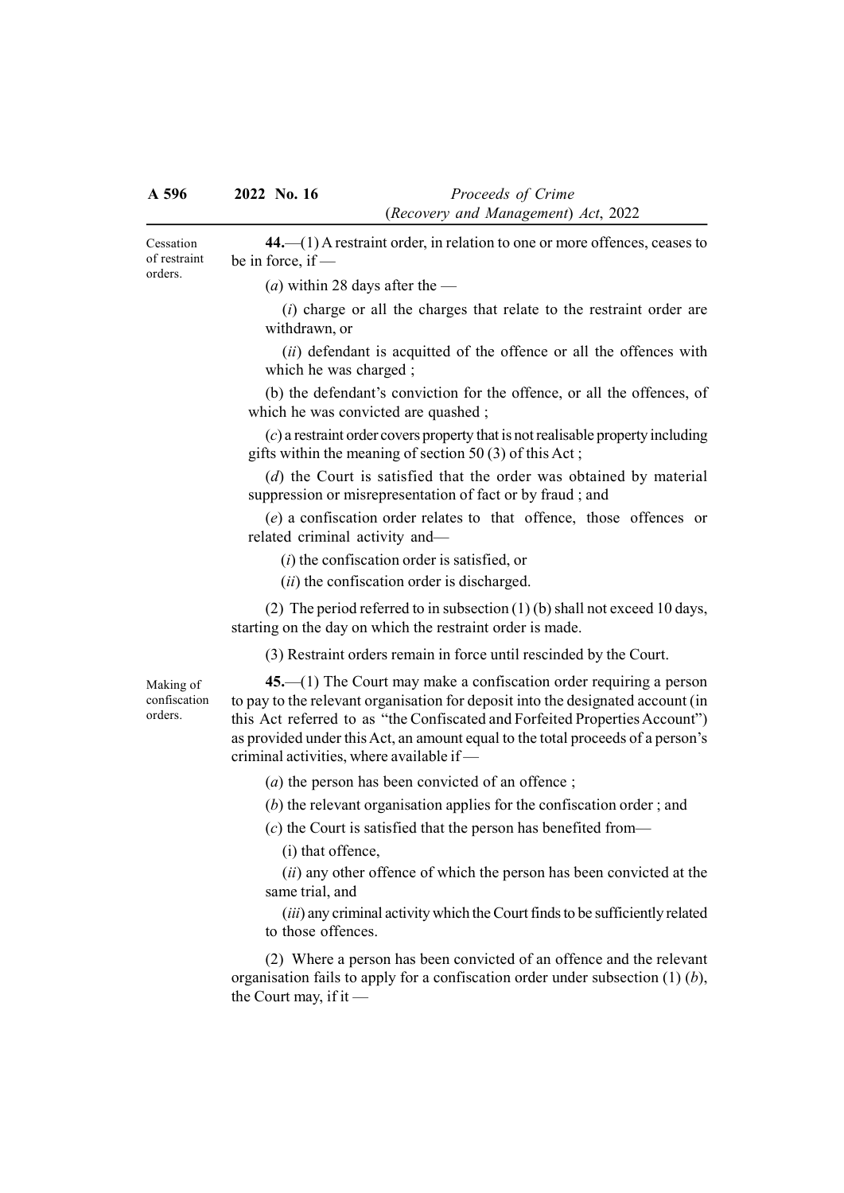**Cessation of restraint orders.**

**44.**—(1) A restraint order, in relation to one or more offences, ceases to be in force, if —

(*a*) within 28 days after the —

(*i*) charge or all the charges that relate to the restraint order are withdrawn, or

(*ii*) defendant is acquitted of the offence or all the offences with which he was charged ;

(b) the defendant's conviction for the offence, or all the offences, of which he was convicted are quashed ;

(*c*) a restraint order covers property that is not realisable property including gifts within the meaning of section 50 (3) of this Act ;

(*d*) the Court is satisfied that the order was obtained by material suppression or misrepresentation of fact or by fraud ; and

(*e*) a confiscation order relates to that offence, those offences or related criminal activity and—

(*i*) the confiscation order is satisfied, or

(*ii*) the confiscation order is discharged.

(2) The period referred to in subsection (1) (b) shall not exceed 10 days, starting on the day on which the restraint order is made.

(3) Restraint orders remain in force until rescinded by the Court.

**Making of confiscation orders.**

**45.**—(1) The Court may make a confiscation order requiring a person to pay to the relevant organisation for deposit into the designated account (in this Act referred to as "the Confiscated and Forfeited Properties Account") as provided under this Act, an amount equal to the total proceeds of a person's criminal activities, where available if —

(*a*) the person has been convicted of an offence ;

(*b*) the relevant organisation applies for the confiscation order ; and

(*c*) the Court is satisfied that the person has benefited from—

(i) that offence,

(*ii*) any other offence of which the person has been convicted at the same trial, and

(*iii*) any criminal activity which the Court finds to be sufficiently related to those offences.

(2) Where a person has been convicted of an offence and the relevant organisation fails to apply for a confiscation order under subsection (1) (*b*), the Court may, if it —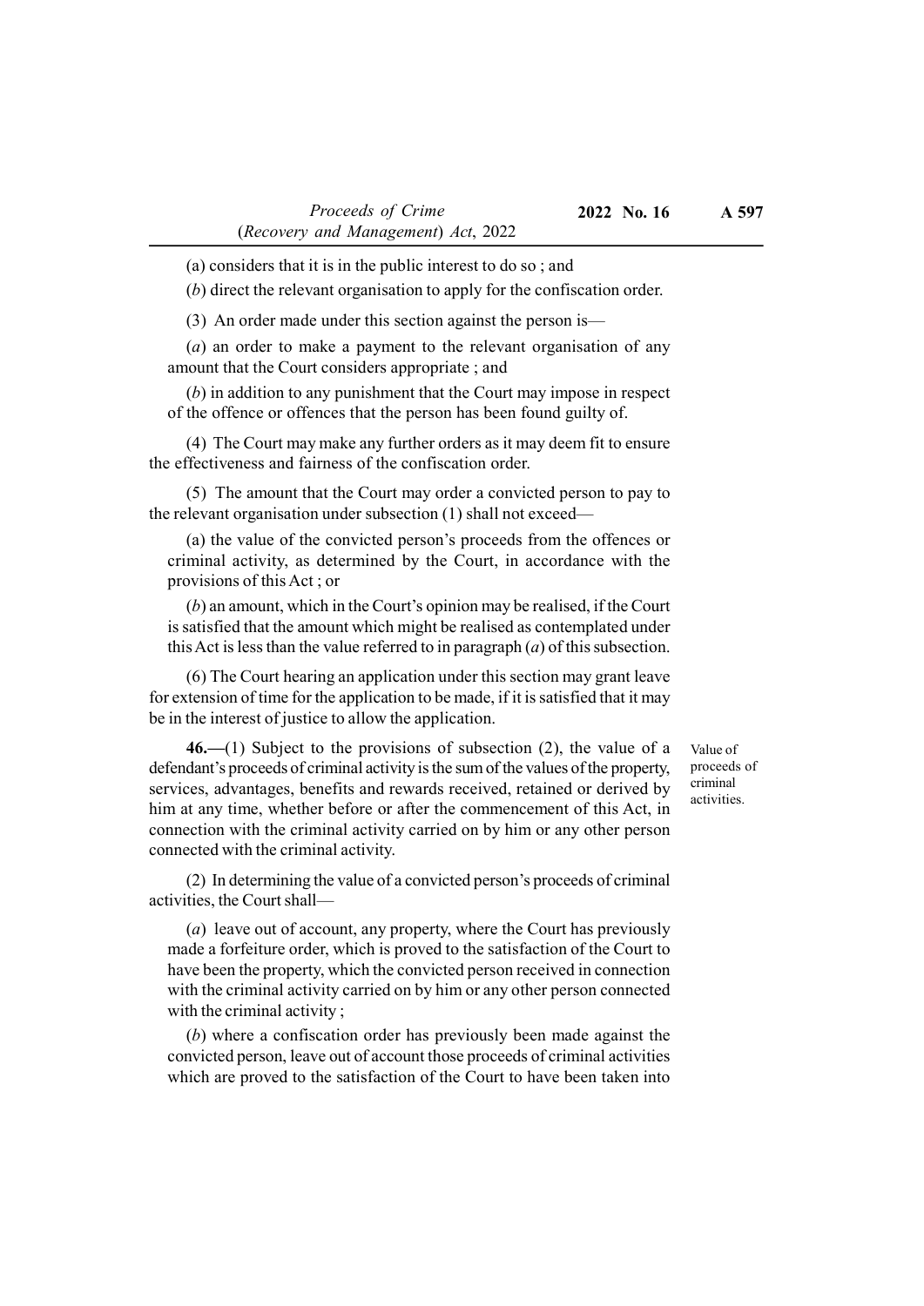(a) considers that it is in the public interest to do so ; and

(*b*) direct the relevant organisation to apply for the confiscation order.

(3) An order made under this section against the person is—

(*a*) an order to make a payment to the relevant organisation of any amount that the Court considers appropriate ; and

(*b*) in addition to any punishment that the Court may impose in respect of the offence or offences that the person has been found guilty of.

(4) The Court may make any further orders as it may deem fit to ensure the effectiveness and fairness of the confiscation order.

(5) The amount that the Court may order a convicted person to pay to the relevant organisation under subsection (1) shall not exceed—

(a) the value of the convicted person's proceeds from the offences or criminal activity, as determined by the Court, in accordance with the provisions of this Act ; or

(*b*) an amount, which in the Court's opinion may be realised, if the Court is satisfied that the amount which might be realised as contemplated under this Act is less than the value referred to in paragraph (*a*) of this subsection.

(6) The Court hearing an application under this section may grant leave for extension of time for the application to be made, if it is satisfied that it may be in the interest of justice to allow the application.

*Value of proceeds of criminal activities.*

**46.—**(1) Subject to the provisions of subsection (2), the value of a defendant's proceeds of criminal activity is the sum of the values of the property, services, advantages, benefits and rewards received, retained or derived by him at any time, whether before or after the commencement of this Act, in connection with the criminal activity carried on by him or any other person connected with the criminal activity.

(2) In determining the value of a convicted person's proceeds of criminal activities, the Court shall—

(*a*) leave out of account, any property, where the Court has previously made a forfeiture order, which is proved to the satisfaction of the Court to have been the property, which the convicted person received in connection with the criminal activity carried on by him or any other person connected with the criminal activity ;

(*b*) where a confiscation order has previously been made against the convicted person, leave out of account those proceeds of criminal activities which are proved to the satisfaction of the Court to have been taken into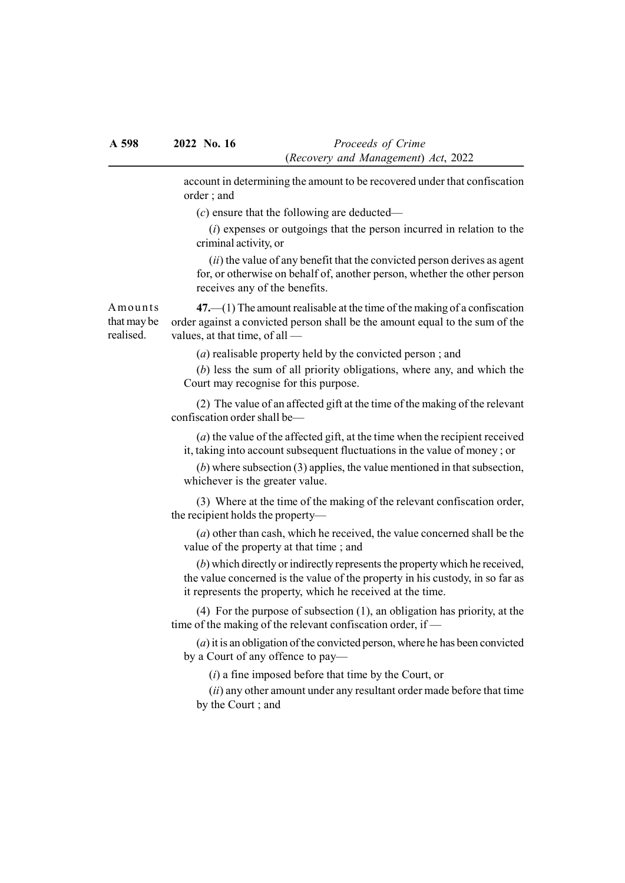account in determining the amount to be recovered under that confiscation order ; and

(*c*) ensure that the following are deducted—

(*i*) expenses or outgoings that the person incurred in relation to the criminal activity, or

(*ii*) the value of any benefit that the convicted person derives as agent for, or otherwise on behalf of, another person, whether the other person receives any of the benefits.

Amounts that may be realised.

**47.**—(1) The amount realisable at the time of the making of a confiscation order against a convicted person shall be the amount equal to the sum of the values, at that time, of all —

(*a*) realisable property held by the convicted person ; and

(*b*) less the sum of all priority obligations, where any, and which the Court may recognise for this purpose.

(2) The value of an affected gift at the time of the making of the relevant confiscation order shall be—

(*a*) the value of the affected gift, at the time when the recipient received it, taking into account subsequent fluctuations in the value of money ; or

(*b*) where subsection (3) applies, the value mentioned in that subsection, whichever is the greater value.

(3) Where at the time of the making of the relevant confiscation order, the recipient holds the property—

(*a*) other than cash, which he received, the value concerned shall be the value of the property at that time ; and

(*b*) which directly or indirectly represents the property which he received, the value concerned is the value of the property in his custody, in so far as it represents the property, which he received at the time.

(4) For the purpose of subsection (1), an obligation has priority, at the time of the making of the relevant confiscation order, if —

(*a*) it is an obligation of the convicted person, where he has been convicted by a Court of any offence to pay—

(*i*) a fine imposed before that time by the Court, or

(*ii*) any other amount under any resultant order made before that time by the Court ; and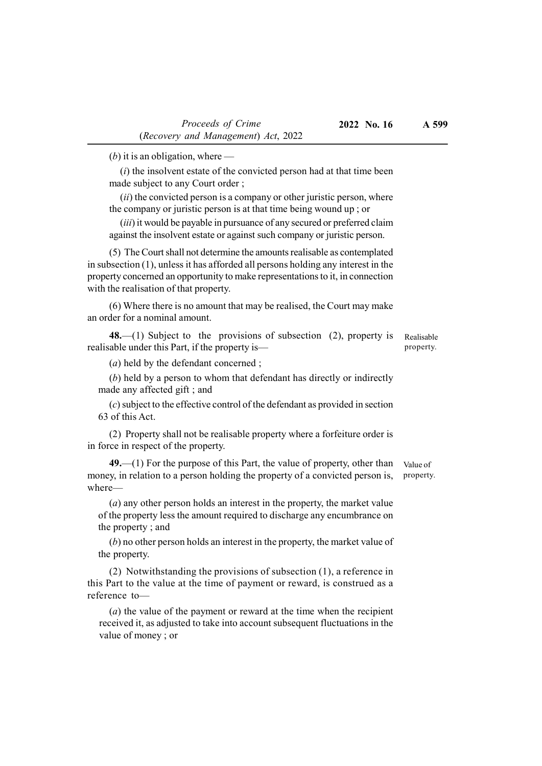(*b*) it is an obligation, where —

(*i*) the insolvent estate of the convicted person had at that time been made subject to any Court order ;

(*ii*) the convicted person is a company or other juristic person, where the company or juristic person is at that time being wound up ; or

(*iii*) it would be payable in pursuance of any secured or preferred claim against the insolvent estate or against such company or juristic person.

(5) The Court shall not determine the amounts realisable as contemplated in subsection (1), unless it has afforded all persons holding any interest in the property concerned an opportunity to make representations to it, in connection with the realisation of that property.

(6) Where there is no amount that may be realised, the Court may make an order for a nominal amount.

Realisable property.

**48.**—(1) Subject to the provisions of subsection (2), property is realisable under this Part, if the property is—

(*a*) held by the defendant concerned ;

(*b*) held by a person to whom that defendant has directly or indirectly made any affected gift ; and

(*c*) subject to the effective control of the defendant as provided in section 63 of this Act.

(2) Property shall not be realisable property where a forfeiture order is in force in respect of the property.

Value of property.

**49.**—(1) For the purpose of this Part, the value of property, other than money, in relation to a person holding the property of a convicted person is, where—

(*a*) any other person holds an interest in the property, the market value of the property less the amount required to discharge any encumbrance on the property ; and

(*b*) no other person holds an interest in the property, the market value of the property.

(2) Notwithstanding the provisions of subsection (1), a reference in this Part to the value at the time of payment or reward, is construed as a reference to—

(*a*) the value of the payment or reward at the time when the recipient received it, as adjusted to take into account subsequent fluctuations in the value of money ; or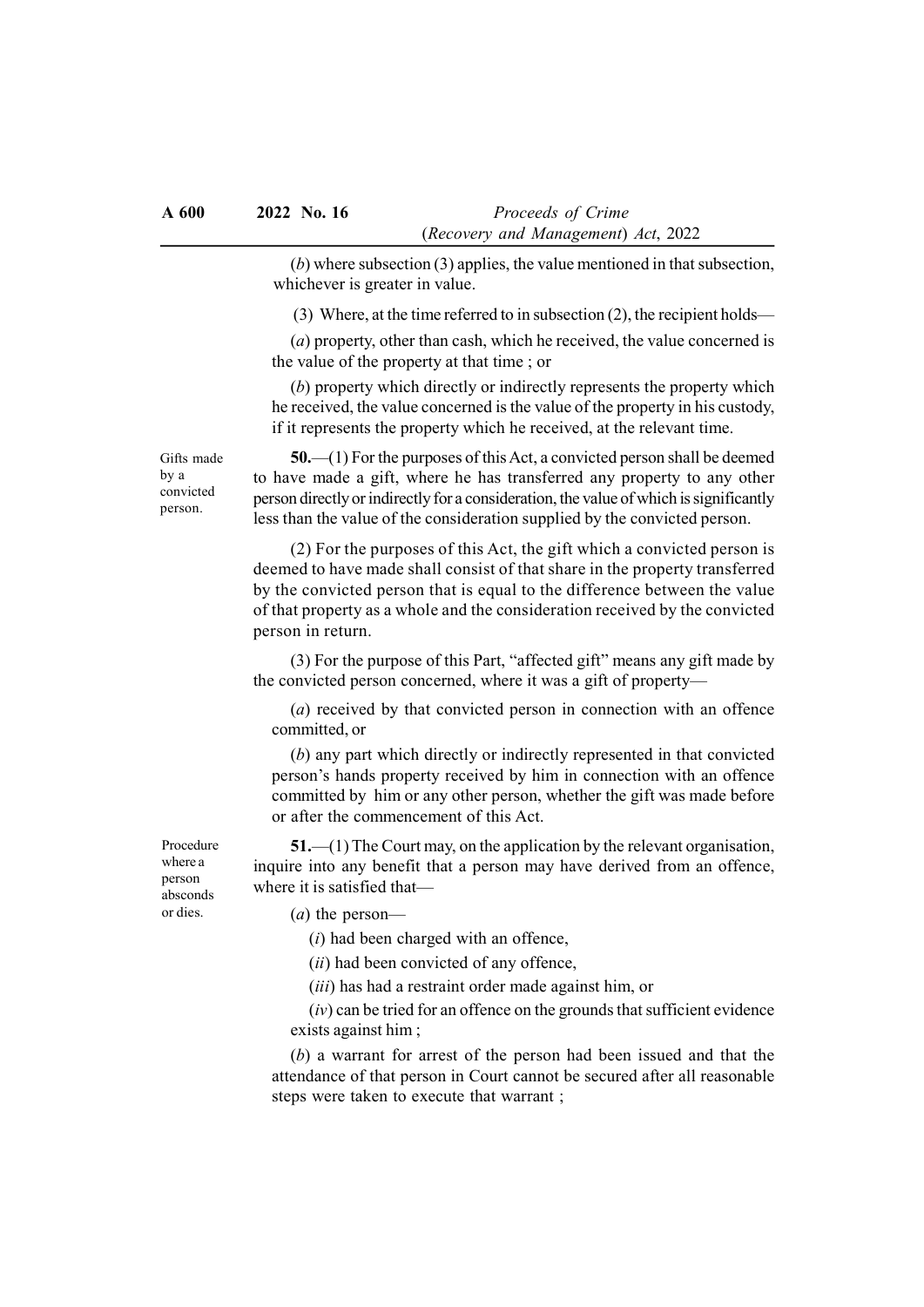(*b*) where subsection (3) applies, the value mentioned in that subsection, whichever is greater in value.

(3) Where, at the time referred to in subsection (2), the recipient holds—

(*a*) property, other than cash, which he received, the value concerned is the value of the property at that time ; or

(*b*) property which directly or indirectly represents the property which he received, the value concerned is the value of the property in his custody, if it represents the property which he received, at the relevant time.

Gifts made by a convicted person.

**50.**—(1) For the purposes of this Act, a convicted person shall be deemed to have made a gift, where he has transferred any property to any other person directly or indirectly for a consideration, the value of which is significantly less than the value of the consideration supplied by the convicted person.

(2) For the purposes of this Act, the gift which a convicted person is deemed to have made shall consist of that share in the property transferred by the convicted person that is equal to the difference between the value of that property as a whole and the consideration received by the convicted person in return.

(3) For the purpose of this Part, "affected gift" means any gift made by the convicted person concerned, where it was a gift of property—

(*a*) received by that convicted person in connection with an offence committed, or

(*b*) any part which directly or indirectly represented in that convicted person's hands property received by him in connection with an offence committed by him or any other person, whether the gift was made before or after the commencement of this Act.

Procedure where a person absconds or dies.

**51.**—(1) The Court may, on the application by the relevant organisation, inquire into any benefit that a person may have derived from an offence, where it is satisfied that—

(*a*) the person—

(*i*) had been charged with an offence,

(*ii*) had been convicted of any offence,

(*iii*) has had a restraint order made against him, or

(*iv*) can be tried for an offence on the grounds that sufficient evidence exists against him ;

(*b*) a warrant for arrest of the person had been issued and that the attendance of that person in Court cannot be secured after all reasonable steps were taken to execute that warrant ;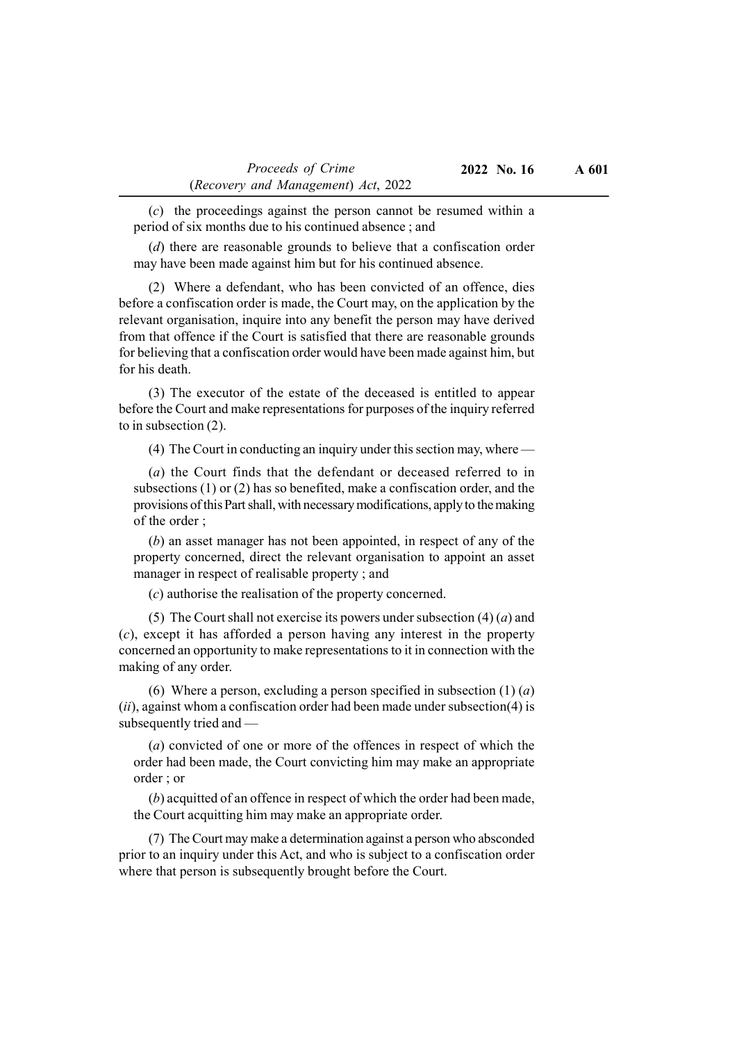(*c*) the proceedings against the person cannot be resumed within a period of six months due to his continued absence ; and

(*d*) there are reasonable grounds to believe that a confiscation order may have been made against him but for his continued absence.

(2) Where a defendant, who has been convicted of an offence, dies before a confiscation order is made, the Court may, on the application by the relevant organisation, inquire into any benefit the person may have derived from that offence if the Court is satisfied that there are reasonable grounds for believing that a confiscation order would have been made against him, but for his death.

(3) The executor of the estate of the deceased is entitled to appear before the Court and make representations for purposes of the inquiry referred to in subsection (2).

(4) The Court in conducting an inquiry under this section may, where —

(*a*) the Court finds that the defendant or deceased referred to in subsections (1) or (2) has so benefited, make a confiscation order, and the provisions of this Part shall, with necessary modifications, apply to the making of the order ;

(*b*) an asset manager has not been appointed, in respect of any of the property concerned, direct the relevant organisation to appoint an asset manager in respect of realisable property ; and

(*c*) authorise the realisation of the property concerned.

(5) The Court shall not exercise its powers under subsection (4) (*a*) and (*c*), except it has afforded a person having any interest in the property concerned an opportunity to make representations to it in connection with the making of any order.

(6) Where a person, excluding a person specified in subsection (1) (*a*) (*ii*), against whom a confiscation order had been made under subsection(4) is subsequently tried and —

(*a*) convicted of one or more of the offences in respect of which the order had been made, the Court convicting him may make an appropriate order ; or

(*b*) acquitted of an offence in respect of which the order had been made, the Court acquitting him may make an appropriate order.

(7) The Court may make a determination against a person who absconded prior to an inquiry under this Act, and who is subject to a confiscation order where that person is subsequently brought before the Court.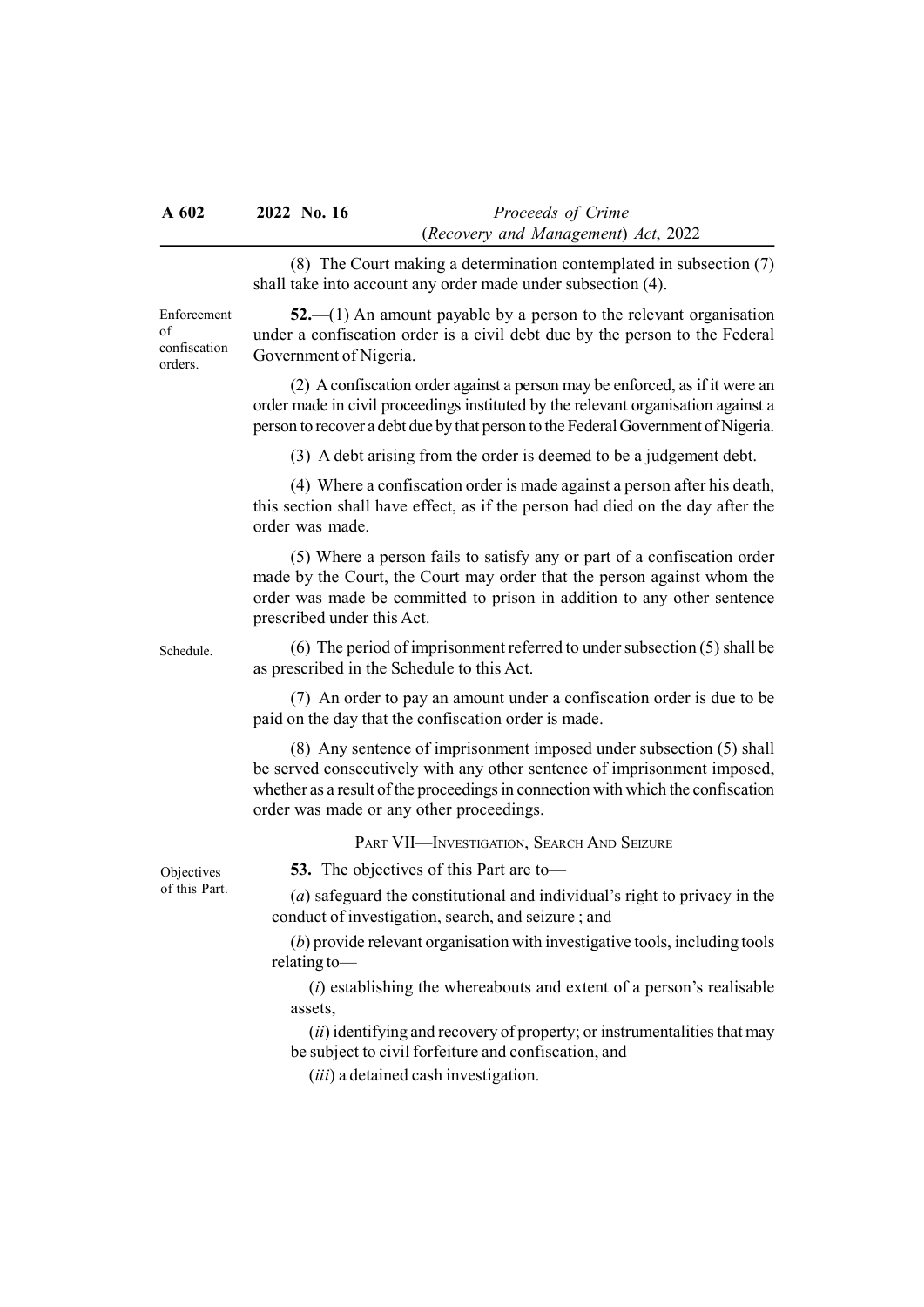(8) The Court making a determination contemplated in subsection (7) shall take into account any order made under subsection (4).

Enforcement of confiscation orders.

**52.**—(1) An amount payable by a person to the relevant organisation under a confiscation order is a civil debt due by the person to the Federal Government of Nigeria.

(2) A confiscation order against a person may be enforced, as if it were an order made in civil proceedings instituted by the relevant organisation against a person to recover a debt due by that person to the Federal Government of Nigeria.

(3) A debt arising from the order is deemed to be a judgement debt.

(4) Where a confiscation order is made against a person after his death, this section shall have effect, as if the person had died on the day after the order was made.

(5) Where a person fails to satisfy any or part of a confiscation order made by the Court, the Court may order that the person against whom the order was made be committed to prison in addition to any other sentence prescribed under this Act.

Schedule.

(6) The period of imprisonment referred to under subsection (5) shall be as prescribed in the Schedule to this Act.

(7) An order to pay an amount under a confiscation order is due to be paid on the day that the confiscation order is made.

(8) Any sentence of imprisonment imposed under subsection (5) shall be served consecutively with any other sentence of imprisonment imposed, whether as a result of the proceedings in connection with which the confiscation order was made or any other proceedings.

## PART VII—INVESTIGATION, SEARCH AND SEIZURE

Objectives of this Part.

**53.** The objectives of this Part are to—

(*a*) safeguard the constitutional and individual's right to privacy in the conduct of investigation, search, and seizure ; and

(*b*) provide relevant organisation with investigative tools, including tools relating to—

(*i*) establishing the whereabouts and extent of a person's realisable assets,

(*ii*) identifying and recovery of property; or instrumentalities that may be subject to civil forfeiture and confiscation, and

(*iii*) a detained cash investigation.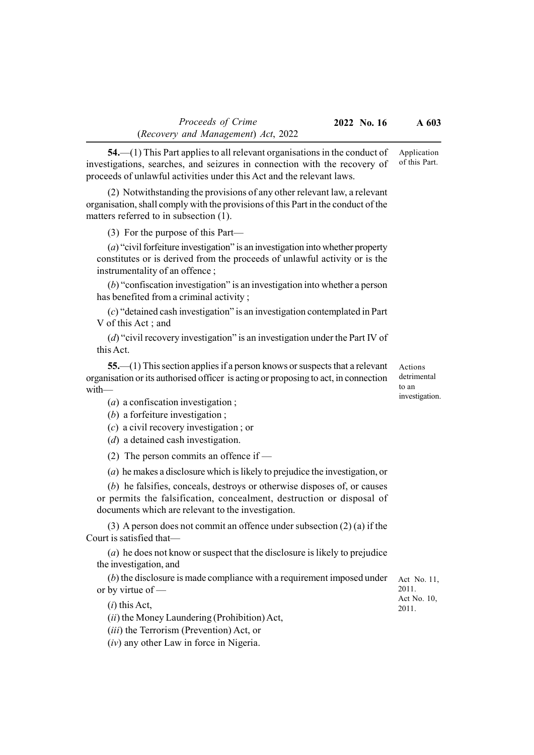**54.**—(1) This Part applies to all relevant organisations in the conduct of investigations, searches, and seizures in connection with the recovery of proceeds of unlawful activities under this Act and the relevant laws.

Application of this Part.

(2) Notwithstanding the provisions of any other relevant law, a relevant organisation, shall comply with the provisions of this Part in the conduct of the matters referred to in subsection (1).

(3) For the purpose of this Part—

(*a*) "civil forfeiture investigation" is an investigation into whether property constitutes or is derived from the proceeds of unlawful activity or is the instrumentality of an offence ;

(*b*) "confiscation investigation" is an investigation into whether a person has benefited from a criminal activity ;

(*c*) "detained cash investigation" is an investigation contemplated in Part V of this Act ; and

(*d*) "civil recovery investigation" is an investigation under the Part IV of this Act.

**55.**—(1) This section applies if a person knows or suspects that a relevant organisation or its authorised officer is acting or proposing to act, in connection with—

Actions detrimental to an investigation.

(*a*) a confiscation investigation ;

(*b*) a forfeiture investigation ;

(*c*) a civil recovery investigation ; or

(*d*) a detained cash investigation.

(2) The person commits an offence if —

(*a*) he makes a disclosure which is likely to prejudice the investigation, or

(*b*) he falsifies, conceals, destroys or otherwise disposes of, or causes or permits the falsification, concealment, destruction or disposal of documents which are relevant to the investigation.

(3) A person does not commit an offence under subsection (2) (a) if the Court is satisfied that—

(*a*) he does not know or suspect that the disclosure is likely to prejudice the investigation, and

(*b*) the disclosure is made compliance with a requirement imposed under or by virtue of —

Act No. 11, 2011.
Act No. 10, 2011.

(*i*) this Act,

(*ii*) the Money Laundering (Prohibition) Act,

(*iii*) the Terrorism (Prevention) Act, or

(*iv*) any other Law in force in Nigeria.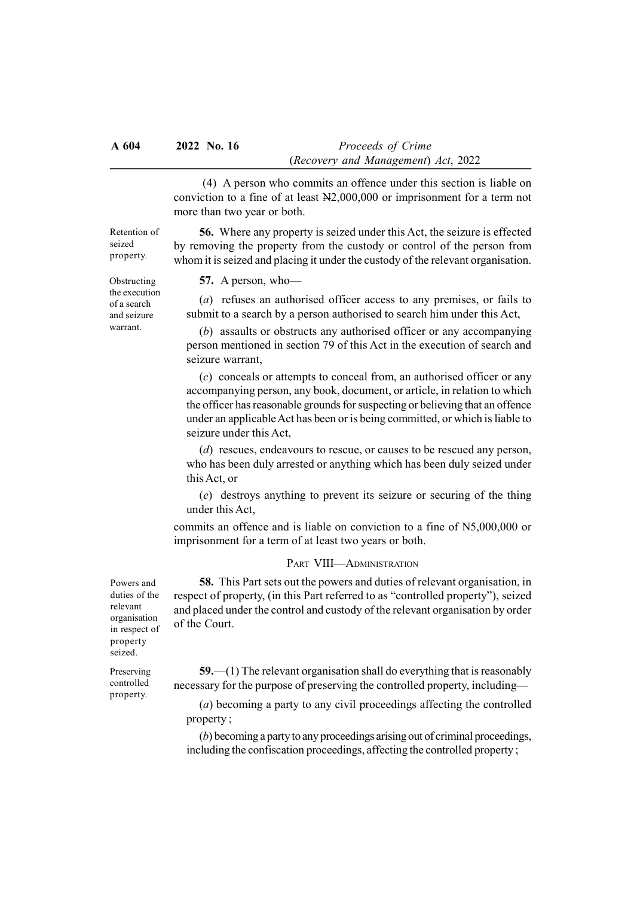(4) A person who commits an offence under this section is liable on conviction to a fine of at least ₦2,000,000 or imprisonment for a term not more than two year or both.

*Retention of seized property.*

**56.** Where any property is seized under this Act, the seizure is effected by removing the property from the custody or control of the person from whom it is seized and placing it under the custody of the relevant organisation.

*Obstructing the execution of a search and seizure warrant.*

**57.** A person, who—

(*a*) refuses an authorised officer access to any premises, or fails to submit to a search by a person authorised to search him under this Act,

(*b*) assaults or obstructs any authorised officer or any accompanying person mentioned in section 79 of this Act in the execution of search and seizure warrant,

(*c*) conceals or attempts to conceal from, an authorised officer or any accompanying person, any book, document, or article, in relation to which the officer has reasonable grounds for suspecting or believing that an offence under an applicable Act has been or is being committed, or which is liable to seizure under this Act,

(*d*) rescues, endeavours to rescue, or causes to be rescued any person, who has been duly arrested or anything which has been duly seized under this Act, or

(*e*) destroys anything to prevent its seizure or securing of the thing under this Act,

commits an offence and is liable on conviction to a fine of N5,000,000 or imprisonment for a term of at least two years or both.

## PART VIII—ADMINISTRATION

*Powers and duties of the relevant organisation in respect of property seized.*

**58.** This Part sets out the powers and duties of relevant organisation, in respect of property, (in this Part referred to as "controlled property"), seized and placed under the control and custody of the relevant organisation by order of the Court.

*Preserving controlled property.*

**59.**—(1) The relevant organisation shall do everything that is reasonably necessary for the purpose of preserving the controlled property, including—

(*a*) becoming a party to any civil proceedings affecting the controlled property ;

(*b*) becoming a party to any proceedings arising out of criminal proceedings, including the confiscation proceedings, affecting the controlled property ;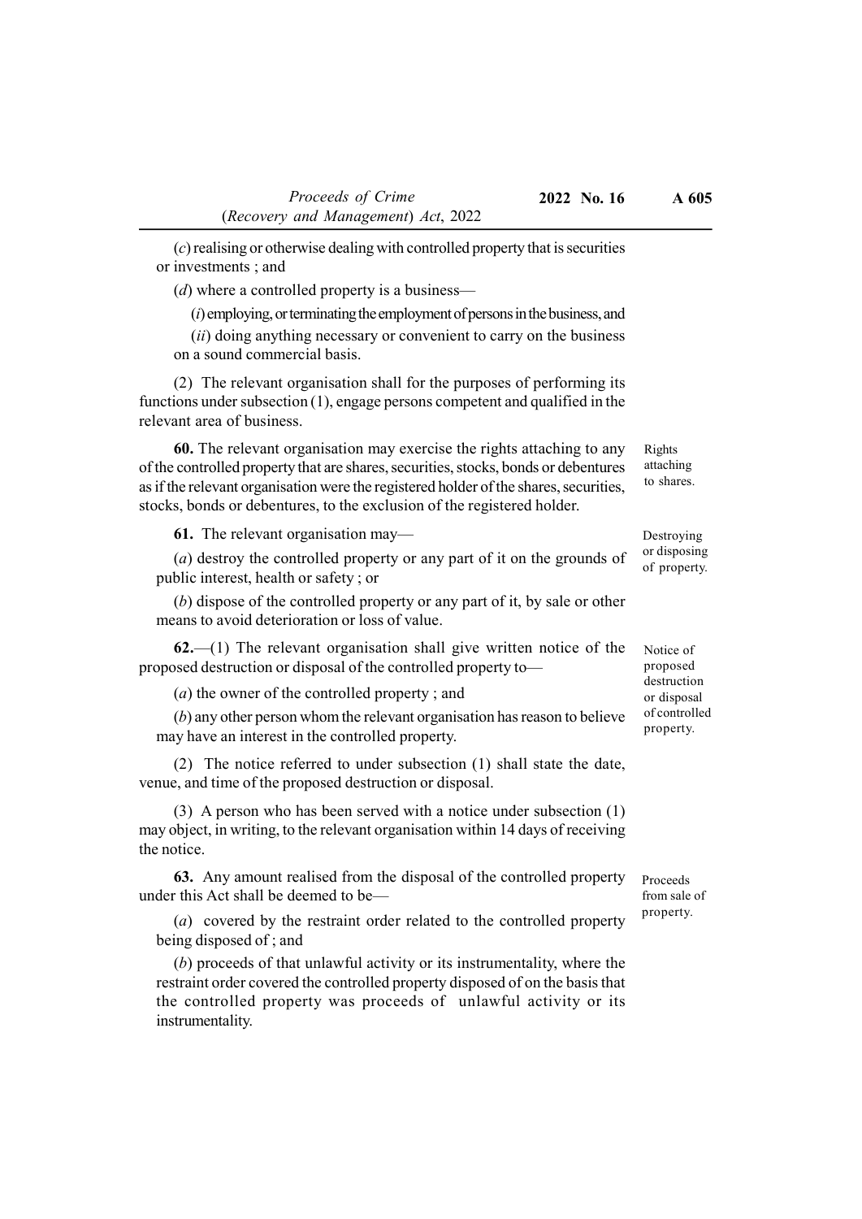(*c*) realising or otherwise dealing with controlled property that is securities or investments ; and

(*d*) where a controlled property is a business—

(*i*) employing, or terminating the employment of persons in the business, and

(*ii*) doing anything necessary or convenient to carry on the business on a sound commercial basis.

(2) The relevant organisation shall for the purposes of performing its functions under subsection (1), engage persons competent and qualified in the relevant area of business.

*Rights attaching to shares.*

**60.** The relevant organisation may exercise the rights attaching to any of the controlled property that are shares, securities, stocks, bonds or debentures as if the relevant organisation were the registered holder of the shares, securities, stocks, bonds or debentures, to the exclusion of the registered holder.

*Destroying or disposing of property.*

**61.** The relevant organisation may—

(*a*) destroy the controlled property or any part of it on the grounds of public interest, health or safety ; or

(*b*) dispose of the controlled property or any part of it, by sale or other means to avoid deterioration or loss of value.

*Notice of proposed destruction or disposal of controlled property.*

**62.**—(1) The relevant organisation shall give written notice of the proposed destruction or disposal of the controlled property to—

(*a*) the owner of the controlled property ; and

(*b*) any other person whom the relevant organisation has reason to believe may have an interest in the controlled property.

(2) The notice referred to under subsection (1) shall state the date, venue, and time of the proposed destruction or disposal.

(3) A person who has been served with a notice under subsection (1) may object, in writing, to the relevant organisation within 14 days of receiving the notice.

*Proceeds from sale of property.*

**63.** Any amount realised from the disposal of the controlled property under this Act shall be deemed to be—

(*a*) covered by the restraint order related to the controlled property being disposed of ; and

(*b*) proceeds of that unlawful activity or its instrumentality, where the restraint order covered the controlled property disposed of on the basis that the controlled property was proceeds of unlawful activity or its instrumentality.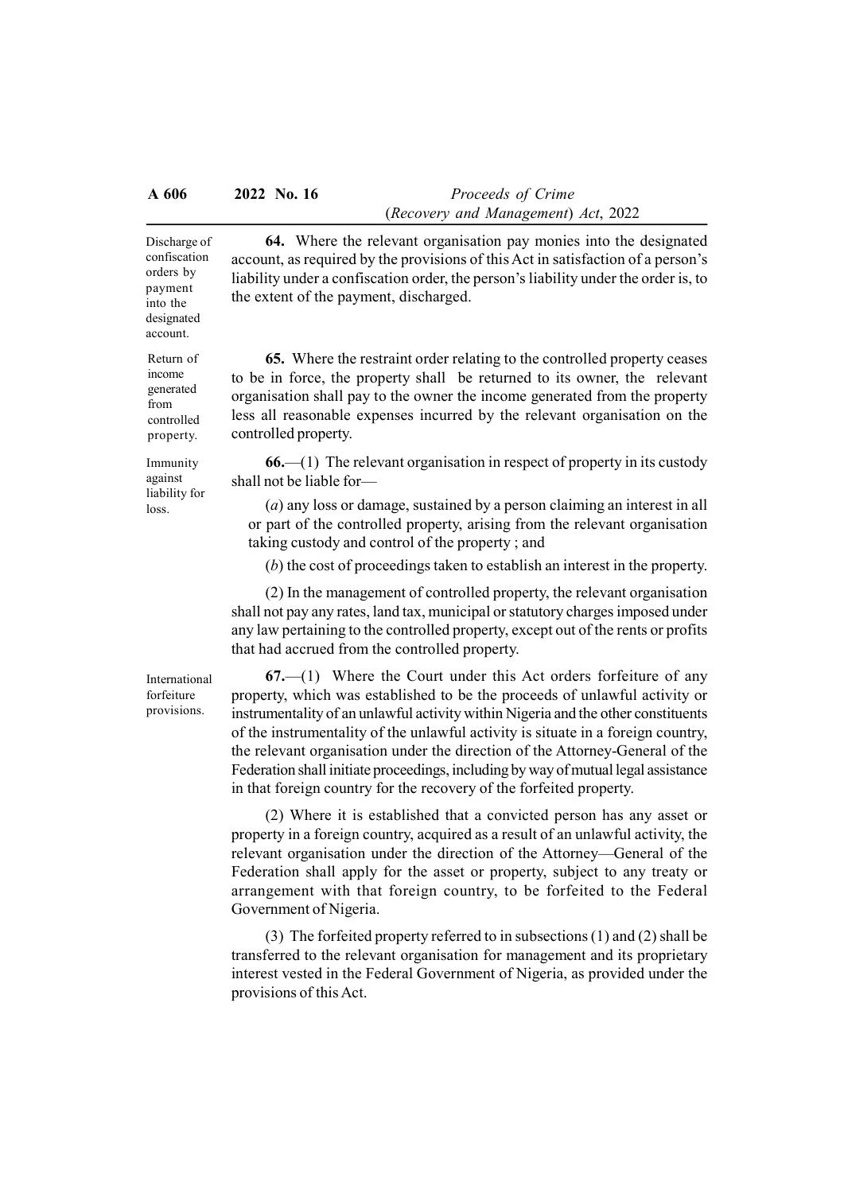*Discharge of confiscation orders by payment into the designated account.*

**64.** Where the relevant organisation pay monies into the designated account, as required by the provisions of this Act in satisfaction of a person's liability under a confiscation order, the person's liability under the order is, to the extent of the payment, discharged.

*Return of income generated from controlled property.*

**65.** Where the restraint order relating to the controlled property ceases to be in force, the property shall be returned to its owner, the relevant organisation shall pay to the owner the income generated from the property less all reasonable expenses incurred by the relevant organisation on the controlled property.

*Immunity against liability for loss.*

**66.**—(1) The relevant organisation in respect of property in its custody shall not be liable for—

(*a*) any loss or damage, sustained by a person claiming an interest in all or part of the controlled property, arising from the relevant organisation taking custody and control of the property ; and

(*b*) the cost of proceedings taken to establish an interest in the property.

(2) In the management of controlled property, the relevant organisation shall not pay any rates, land tax, municipal or statutory charges imposed under any law pertaining to the controlled property, except out of the rents or profits that had accrued from the controlled property.

*International forfeiture provisions.*

**67.**—(1) Where the Court under this Act orders forfeiture of any property, which was established to be the proceeds of unlawful activity or instrumentality of an unlawful activity within Nigeria and the other constituents of the instrumentality of the unlawful activity is situate in a foreign country, the relevant organisation under the direction of the Attorney-General of the Federation shall initiate proceedings, including by way of mutual legal assistance in that foreign country for the recovery of the forfeited property.

(2) Where it is established that a convicted person has any asset or property in a foreign country, acquired as a result of an unlawful activity, the relevant organisation under the direction of the Attorney—General of the Federation shall apply for the asset or property, subject to any treaty or arrangement with that foreign country, to be forfeited to the Federal Government of Nigeria.

(3) The forfeited property referred to in subsections (1) and (2) shall be transferred to the relevant organisation for management and its proprietary interest vested in the Federal Government of Nigeria, as provided under the provisions of this Act.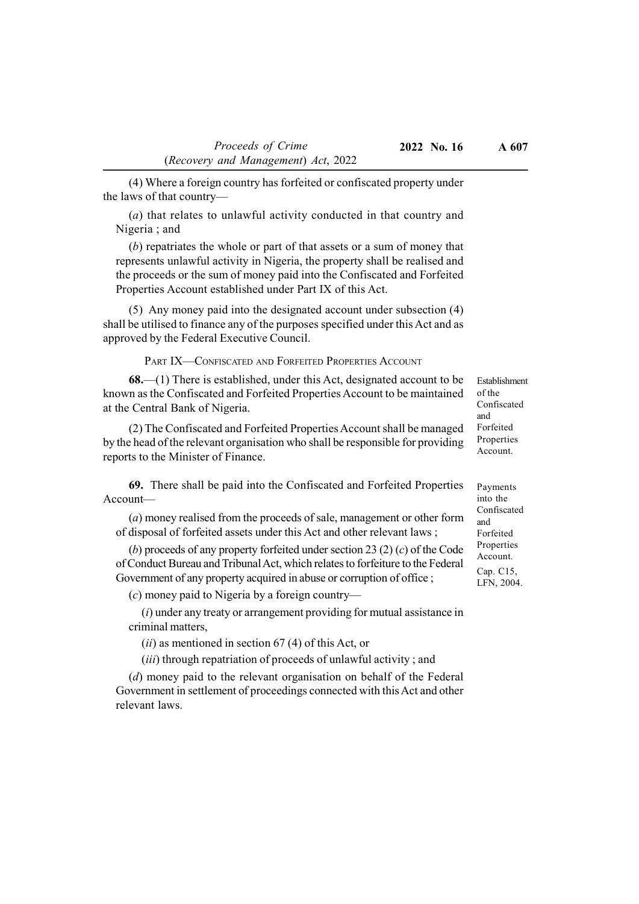(4) Where a foreign country has forfeited or confiscated property under the laws of that country—

(*a*) that relates to unlawful activity conducted in that country and Nigeria ; and

(*b*) repatriates the whole or part of that assets or a sum of money that represents unlawful activity in Nigeria, the property shall be realised and the proceeds or the sum of money paid into the Confiscated and Forfeited Properties Account established under Part IX of this Act.

(5) Any money paid into the designated account under subsection (4) shall be utilised to finance any of the purposes specified under this Act and as approved by the Federal Executive Council.

## PART IX—CONFISCATED AND FORFEITED PROPERTIES ACCOUNT

*Establishment of the Confiscated and Forfeited Properties Account.*

**68.**—(1) There is established, under this Act, designated account to be known as the Confiscated and Forfeited Properties Account to be maintained at the Central Bank of Nigeria.

(2) The Confiscated and Forfeited Properties Account shall be managed by the head of the relevant organisation who shall be responsible for providing reports to the Minister of Finance.

*Payments into the Confiscated and Forfeited Properties Account.*

**69.** There shall be paid into the Confiscated and Forfeited Properties Account—

(*a*) money realised from the proceeds of sale, management or other form of disposal of forfeited assets under this Act and other relevant laws ;

(*b*) proceeds of any property forfeited under section 23 (2) (*c*) of the Code of Conduct Bureau and Tribunal Act, which relates to forfeiture to the Federal Government of any property acquired in abuse or corruption of office ;

*Cap. C15, LFN, 2004.*

(*c*) money paid to Nigeria by a foreign country—

(*i*) under any treaty or arrangement providing for mutual assistance in criminal matters,

(*ii*) as mentioned in section 67 (4) of this Act, or

(*iii*) through repatriation of proceeds of unlawful activity ; and

(*d*) money paid to the relevant organisation on behalf of the Federal Government in settlement of proceedings connected with this Act and other relevant laws.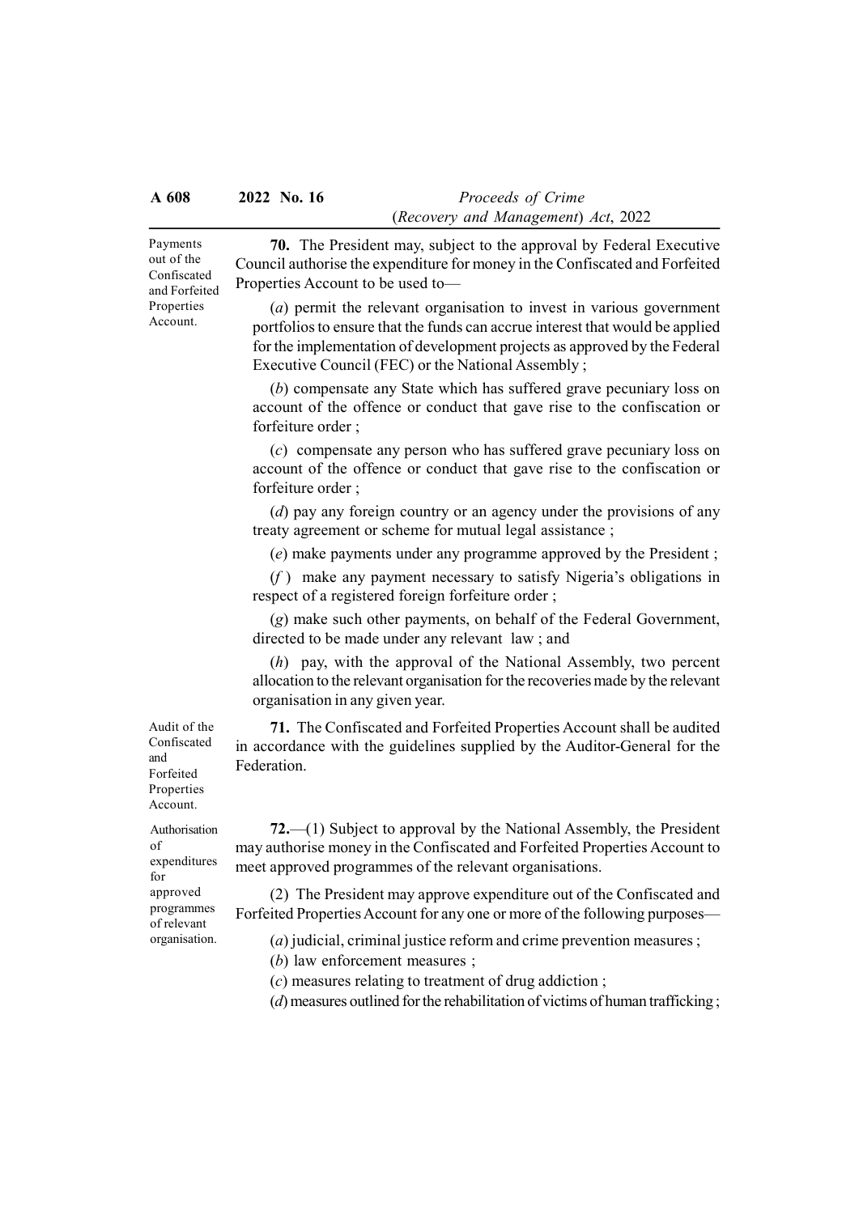Payments out of the Confiscated and Forfeited Properties Account.

**70.** The President may, subject to the approval by Federal Executive Council authorise the expenditure for money in the Confiscated and Forfeited Properties Account to be used to—

(*a*) permit the relevant organisation to invest in various government portfolios to ensure that the funds can accrue interest that would be applied for the implementation of development projects as approved by the Federal Executive Council (FEC) or the National Assembly ;

(*b*) compensate any State which has suffered grave pecuniary loss on account of the offence or conduct that gave rise to the confiscation or forfeiture order ;

(*c*) compensate any person who has suffered grave pecuniary loss on account of the offence or conduct that gave rise to the confiscation or forfeiture order ;

(*d*) pay any foreign country or an agency under the provisions of any treaty agreement or scheme for mutual legal assistance ;

(*e*) make payments under any programme approved by the President ;

(*f*) make any payment necessary to satisfy Nigeria's obligations in respect of a registered foreign forfeiture order ;

(*g*) make such other payments, on behalf of the Federal Government, directed to be made under any relevant law ; and

(*h*) pay, with the approval of the National Assembly, two percent allocation to the relevant organisation for the recoveries made by the relevant organisation in any given year.

Audit of the Confiscated and Forfeited Properties Account.

**71.** The Confiscated and Forfeited Properties Account shall be audited in accordance with the guidelines supplied by the Auditor-General for the Federation.

Authorisation of expenditures for approved programmes of relevant organisation.

**72.**—(1) Subject to approval by the National Assembly, the President may authorise money in the Confiscated and Forfeited Properties Account to meet approved programmes of the relevant organisations.

(2) The President may approve expenditure out of the Confiscated and Forfeited Properties Account for any one or more of the following purposes—

(*a*) judicial, criminal justice reform and crime prevention measures ;

(*b*) law enforcement measures ;

(*c*) measures relating to treatment of drug addiction ;

(*d*) measures outlined for the rehabilitation of victims of human trafficking ;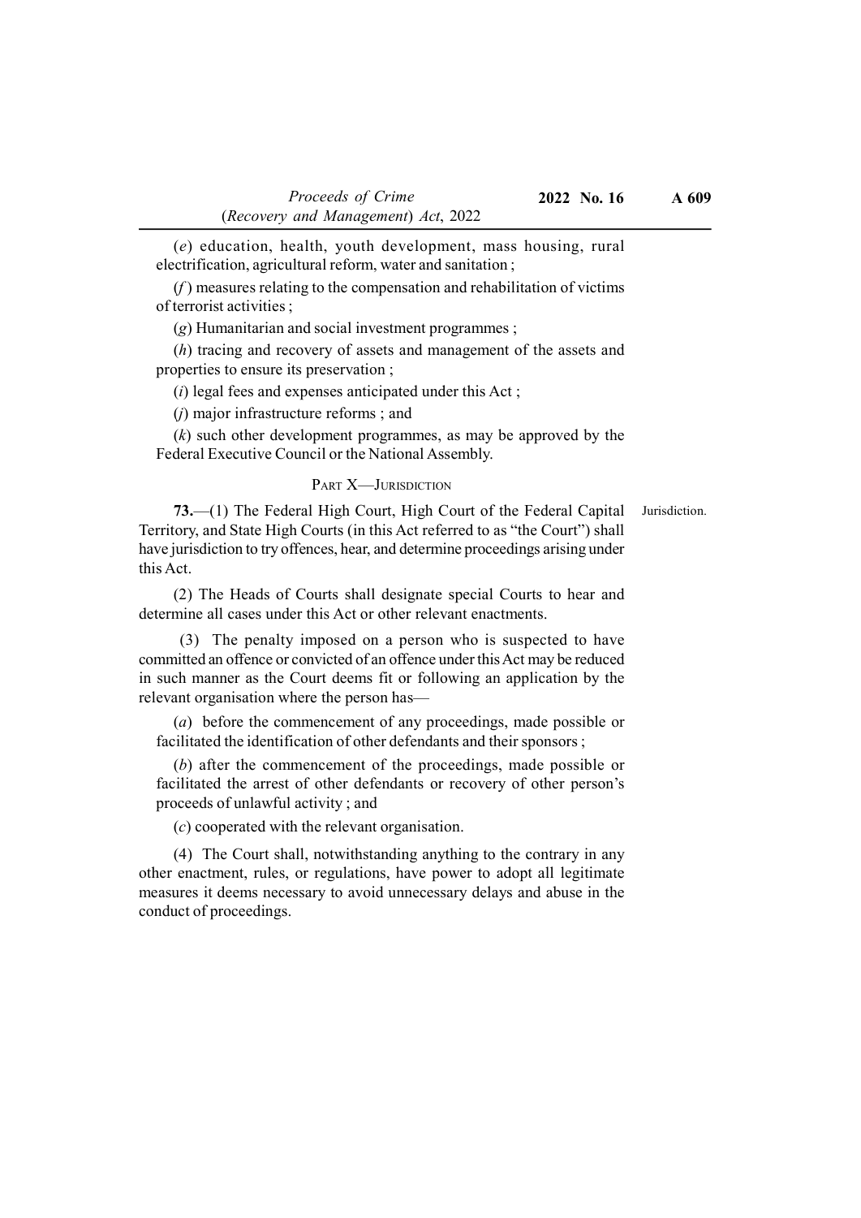(*e*) education, health, youth development, mass housing, rural electrification, agricultural reform, water and sanitation ;

(*f*) measures relating to the compensation and rehabilitation of victims of terrorist activities ;

(*g*) Humanitarian and social investment programmes ;

(*h*) tracing and recovery of assets and management of the assets and properties to ensure its preservation ;

(*i*) legal fees and expenses anticipated under this Act ;

(*j*) major infrastructure reforms ; and

(*k*) such other development programmes, as may be approved by the Federal Executive Council or the National Assembly.

## PART X—JURISDICTION

**73.**—(1) The Federal High Court, High Court of the Federal Capital Territory, and State High Courts (in this Act referred to as "the Court") shall have jurisdiction to try offences, hear, and determine proceedings arising under this Act.

Jurisdiction.

(2) The Heads of Courts shall designate special Courts to hear and determine all cases under this Act or other relevant enactments.

(3) The penalty imposed on a person who is suspected to have committed an offence or convicted of an offence under this Act may be reduced in such manner as the Court deems fit or following an application by the relevant organisation where the person has—

(*a*) before the commencement of any proceedings, made possible or facilitated the identification of other defendants and their sponsors ;

(*b*) after the commencement of the proceedings, made possible or facilitated the arrest of other defendants or recovery of other person's proceeds of unlawful activity ; and

(*c*) cooperated with the relevant organisation.

(4) The Court shall, notwithstanding anything to the contrary in any other enactment, rules, or regulations, have power to adopt all legitimate measures it deems necessary to avoid unnecessary delays and abuse in the conduct of proceedings.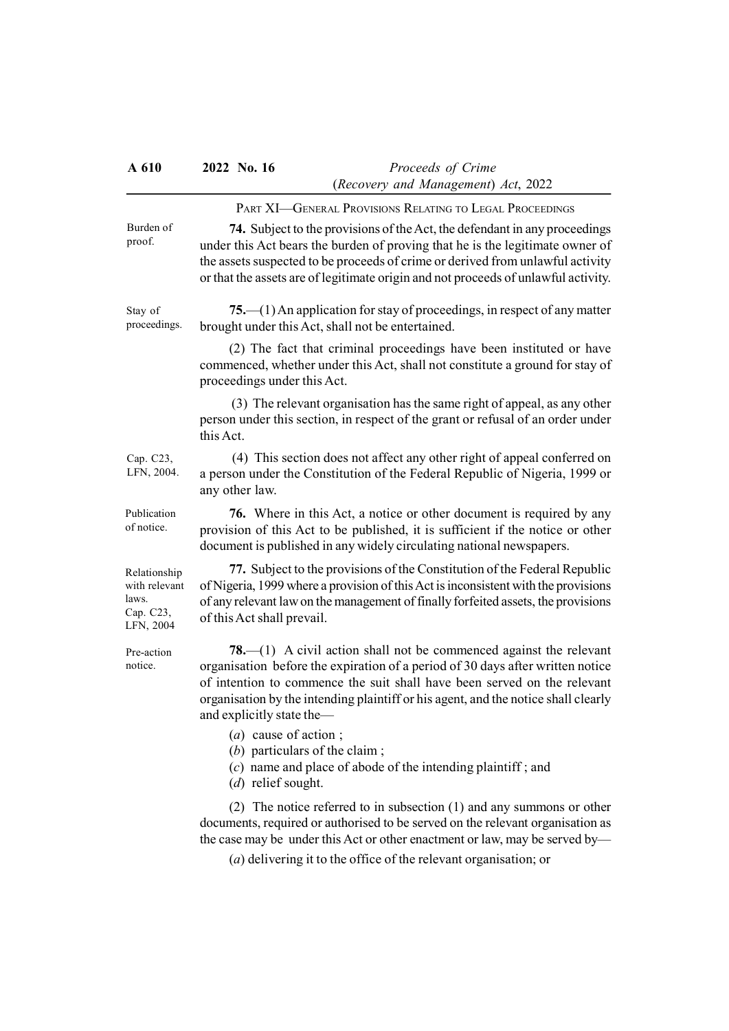## PART XI—GENERAL PROVISIONS RELATING TO LEGAL PROCEEDINGS

Burden of proof.

**74.** Subject to the provisions of the Act, the defendant in any proceedings under this Act bears the burden of proving that he is the legitimate owner of the assets suspected to be proceeds of crime or derived from unlawful activity or that the assets are of legitimate origin and not proceeds of unlawful activity.

Stay of proceedings.

**75.**—(1) An application for stay of proceedings, in respect of any matter brought under this Act, shall not be entertained.

(2) The fact that criminal proceedings have been instituted or have commenced, whether under this Act, shall not constitute a ground for stay of proceedings under this Act.

(3) The relevant organisation has the same right of appeal, as any other person under this section, in respect of the grant or refusal of an order under this Act.

Cap. C23, LFN, 2004.

(4) This section does not affect any other right of appeal conferred on a person under the Constitution of the Federal Republic of Nigeria, 1999 or any other law.

Publication of notice.

**76.** Where in this Act, a notice or other document is required by any provision of this Act to be published, it is sufficient if the notice or other document is published in any widely circulating national newspapers.

Relationship with relevant laws. Cap. C23, LFN, 2004

**77.** Subject to the provisions of the Constitution of the Federal Republic of Nigeria, 1999 where a provision of this Act is inconsistent with the provisions of any relevant law on the management of finally forfeited assets, the provisions of this Act shall prevail.

Pre-action notice.

**78.**—(1) A civil action shall not be commenced against the relevant organisation before the expiration of a period of 30 days after written notice of intention to commence the suit shall have been served on the relevant organisation by the intending plaintiff or his agent, and the notice shall clearly and explicitly state the—

(*a*) cause of action ;

(*b*) particulars of the claim ;

(*c*) name and place of abode of the intending plaintiff ; and

(*d*) relief sought.

(2) The notice referred to in subsection (1) and any summons or other documents, required or authorised to be served on the relevant organisation as the case may be under this Act or other enactment or law, may be served by—

(*a*) delivering it to the office of the relevant organisation; or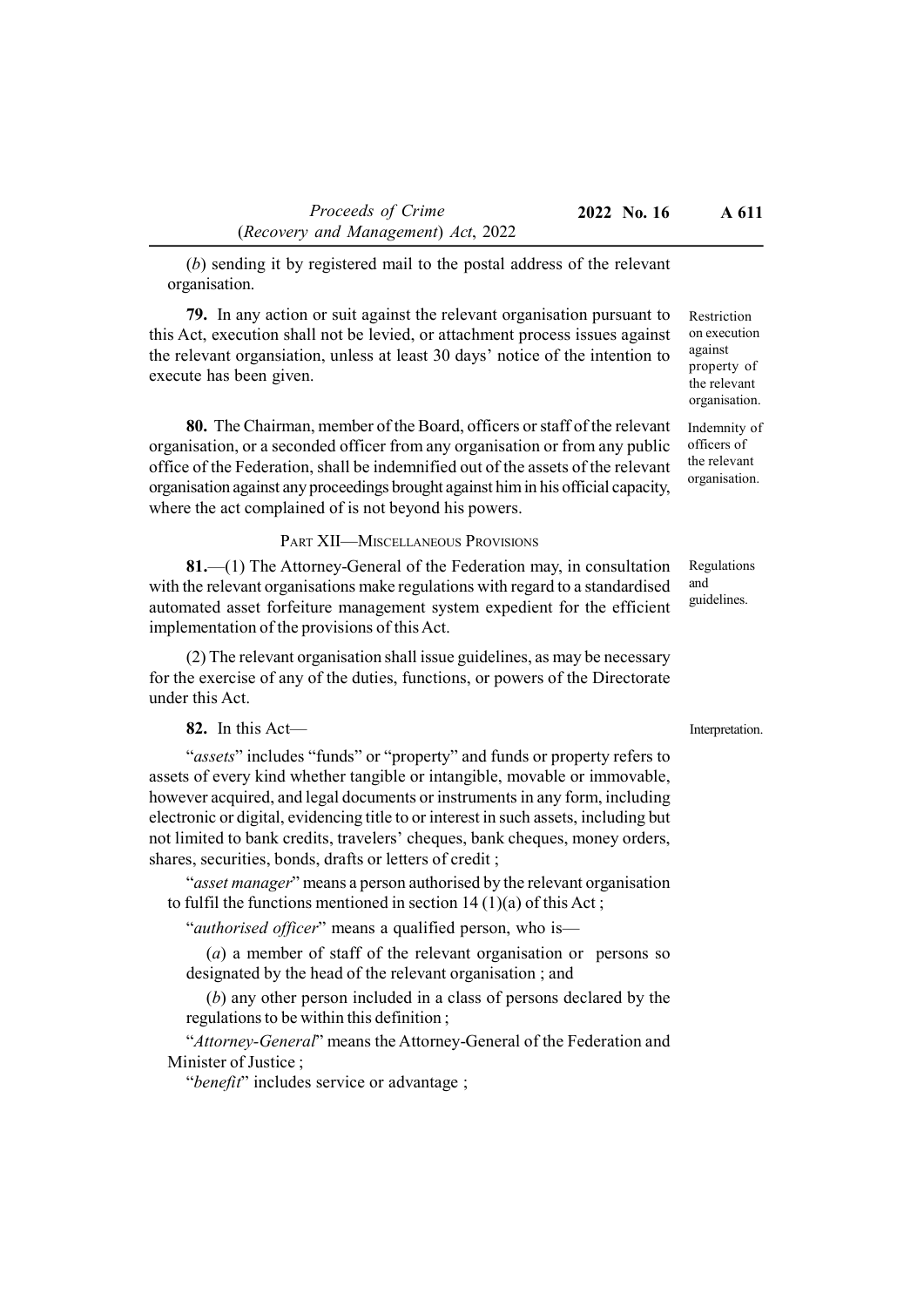(*b*) sending it by registered mail to the postal address of the relevant organisation.

**79.** In any action or suit against the relevant organisation pursuant to this Act, execution shall not be levied, or attachment process issues against the relevant organsiation, unless at least 30 days' notice of the intention to execute has been given.

Restriction on execution against property of the relevant organisation.

**80.** The Chairman, member of the Board, officers or staff of the relevant organisation, or a seconded officer from any organisation or from any public office of the Federation, shall be indemnified out of the assets of the relevant organisation against any proceedings brought against him in his official capacity, where the act complained of is not beyond his powers.

Indemnity of officers of the relevant organisation.

## Part XII—Miscellaneous Provisions

**81.**—(1) The Attorney-General of the Federation may, in consultation with the relevant organisations make regulations with regard to a standardised automated asset forfeiture management system expedient for the efficient implementation of the provisions of this Act.

Regulations and guidelines.

(2) The relevant organisation shall issue guidelines, as may be necessary for the exercise of any of the duties, functions, or powers of the Directorate under this Act.

**82.** In this Act—

Interpretation.

"*assets*" includes "funds" or "property" and funds or property refers to assets of every kind whether tangible or intangible, movable or immovable, however acquired, and legal documents or instruments in any form, including electronic or digital, evidencing title to or interest in such assets, including but not limited to bank credits, travelers' cheques, bank cheques, money orders, shares, securities, bonds, drafts or letters of credit ;

"*asset manager*" means a person authorised by the relevant organisation to fulfil the functions mentioned in section 14 (1)(a) of this Act ;

"*authorised officer*" means a qualified person, who is—

(*a*) a member of staff of the relevant organisation or persons so designated by the head of the relevant organisation ; and

(*b*) any other person included in a class of persons declared by the regulations to be within this definition ;

"*Attorney-General*" means the Attorney-General of the Federation and Minister of Justice ;

"*benefit*" includes service or advantage ;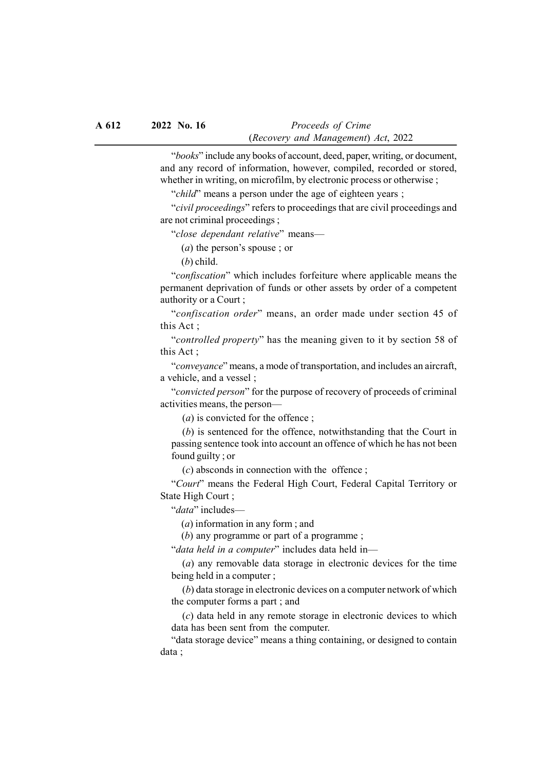"*books*" include any books of account, deed, paper, writing, or document, and any record of information, however, compiled, recorded or stored, whether in writing, on microfilm, by electronic process or otherwise ;

"*child*" means a person under the age of eighteen years ;

"*civil proceedings*" refers to proceedings that are civil proceedings and are not criminal proceedings ;

"*close dependant relative*" means—

(*a*) the person's spouse ; or

(*b*) child.

"*confiscation*" which includes forfeiture where applicable means the permanent deprivation of funds or other assets by order of a competent authority or a Court ;

"*confiscation order*" means, an order made under section 45 of this Act ;

"*controlled property*" has the meaning given to it by section 58 of this Act ;

"*conveyance*" means, a mode of transportation, and includes an aircraft, a vehicle, and a vessel ;

"*convicted person*" for the purpose of recovery of proceeds of criminal activities means, the person—

(*a*) is convicted for the offence ;

(*b*) is sentenced for the offence, notwithstanding that the Court in passing sentence took into account an offence of which he has not been found guilty ; or

(*c*) absconds in connection with the offence ;

"*Court*" means the Federal High Court, Federal Capital Territory or State High Court ;

"*data*" includes—

(*a*) information in any form ; and

(*b*) any programme or part of a programme ;

"*data held in a computer*" includes data held in—

(*a*) any removable data storage in electronic devices for the time being held in a computer ;

(*b*) data storage in electronic devices on a computer network of which the computer forms a part ; and

(*c*) data held in any remote storage in electronic devices to which data has been sent from the computer.

"data storage device" means a thing containing, or designed to contain data ;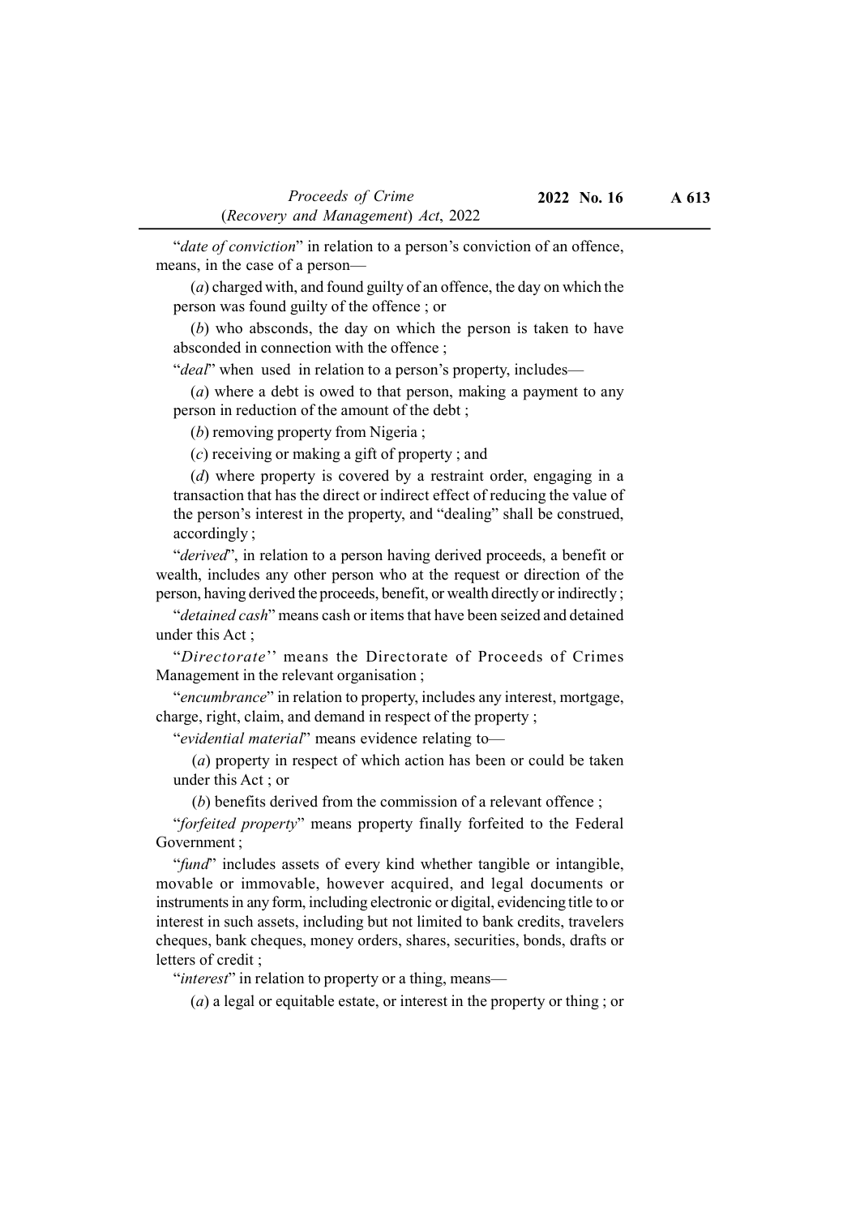"*date of conviction*" in relation to a person's conviction of an offence, means, in the case of a person—

(*a*) charged with, and found guilty of an offence, the day on which the person was found guilty of the offence ; or

(*b*) who absconds, the day on which the person is taken to have absconded in connection with the offence ;

"*deal*" when used in relation to a person's property, includes—

(*a*) where a debt is owed to that person, making a payment to any person in reduction of the amount of the debt ;

(*b*) removing property from Nigeria ;

(*c*) receiving or making a gift of property ; and

(*d*) where property is covered by a restraint order, engaging in a transaction that has the direct or indirect effect of reducing the value of the person's interest in the property, and "dealing" shall be construed, accordingly ;

"*derived*", in relation to a person having derived proceeds, a benefit or wealth, includes any other person who at the request or direction of the person, having derived the proceeds, benefit, or wealth directly or indirectly ;

"*detained cash*" means cash or items that have been seized and detained under this Act ;

"*Directorate*" means the Directorate of Proceeds of Crimes Management in the relevant organisation ;

"*encumbrance*" in relation to property, includes any interest, mortgage, charge, right, claim, and demand in respect of the property ;

"*evidential material*" means evidence relating to—

(*a*) property in respect of which action has been or could be taken under this Act ; or

(*b*) benefits derived from the commission of a relevant offence ;

"*forfeited property*" means property finally forfeited to the Federal Government ;

"*fund*" includes assets of every kind whether tangible or intangible, movable or immovable, however acquired, and legal documents or instruments in any form, including electronic or digital, evidencing title to or interest in such assets, including but not limited to bank credits, travelers cheques, bank cheques, money orders, shares, securities, bonds, drafts or letters of credit ;

"*interest*" in relation to property or a thing, means—

(*a*) a legal or equitable estate, or interest in the property or thing ; or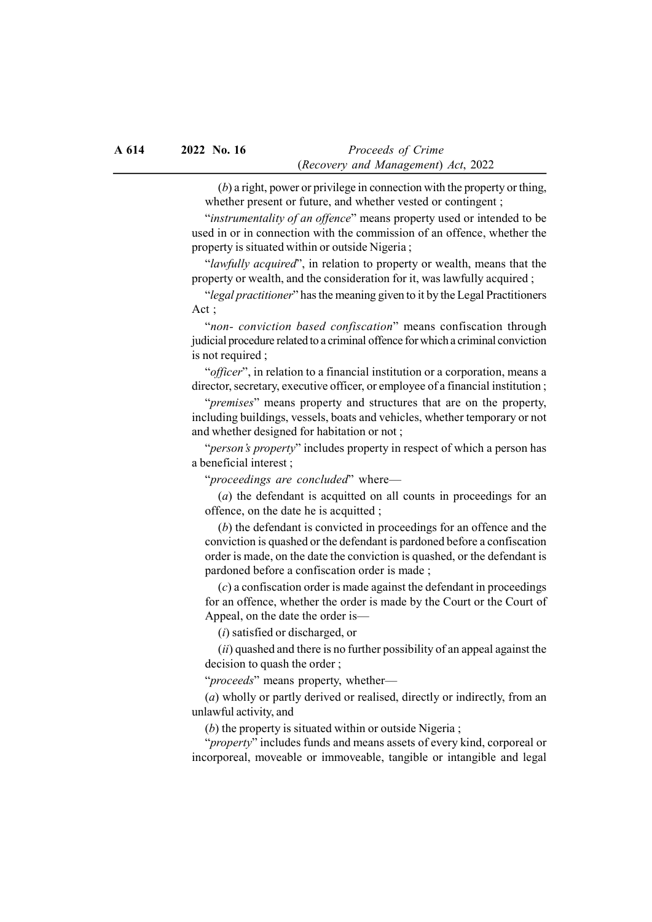(*b*) a right, power or privilege in connection with the property or thing, whether present or future, and whether vested or contingent ;

"*instrumentality of an offence*" means property used or intended to be used in or in connection with the commission of an offence, whether the property is situated within or outside Nigeria ;

"*lawfully acquired*", in relation to property or wealth, means that the property or wealth, and the consideration for it, was lawfully acquired ;

"*legal practitioner*" has the meaning given to it by the Legal Practitioners Act ;

"*non- conviction based confiscation*" means confiscation through judicial procedure related to a criminal offence for which a criminal conviction is not required ;

"*officer*", in relation to a financial institution or a corporation, means a director, secretary, executive officer, or employee of a financial institution ;

"*premises*" means property and structures that are on the property, including buildings, vessels, boats and vehicles, whether temporary or not and whether designed for habitation or not ;

"*person's property*" includes property in respect of which a person has a beneficial interest ;

"*proceedings are concluded*" where—

(*a*) the defendant is acquitted on all counts in proceedings for an offence, on the date he is acquitted ;

(*b*) the defendant is convicted in proceedings for an offence and the conviction is quashed or the defendant is pardoned before a confiscation order is made, on the date the conviction is quashed, or the defendant is pardoned before a confiscation order is made ;

(*c*) a confiscation order is made against the defendant in proceedings for an offence, whether the order is made by the Court or the Court of Appeal, on the date the order is—

(*i*) satisfied or discharged, or

(*ii*) quashed and there is no further possibility of an appeal against the decision to quash the order ;

"*proceeds*" means property, whether—

(*a*) wholly or partly derived or realised, directly or indirectly, from an unlawful activity, and

(*b*) the property is situated within or outside Nigeria ;

"*property*" includes funds and means assets of every kind, corporeal or incorporeal, moveable or immoveable, tangible or intangible and legal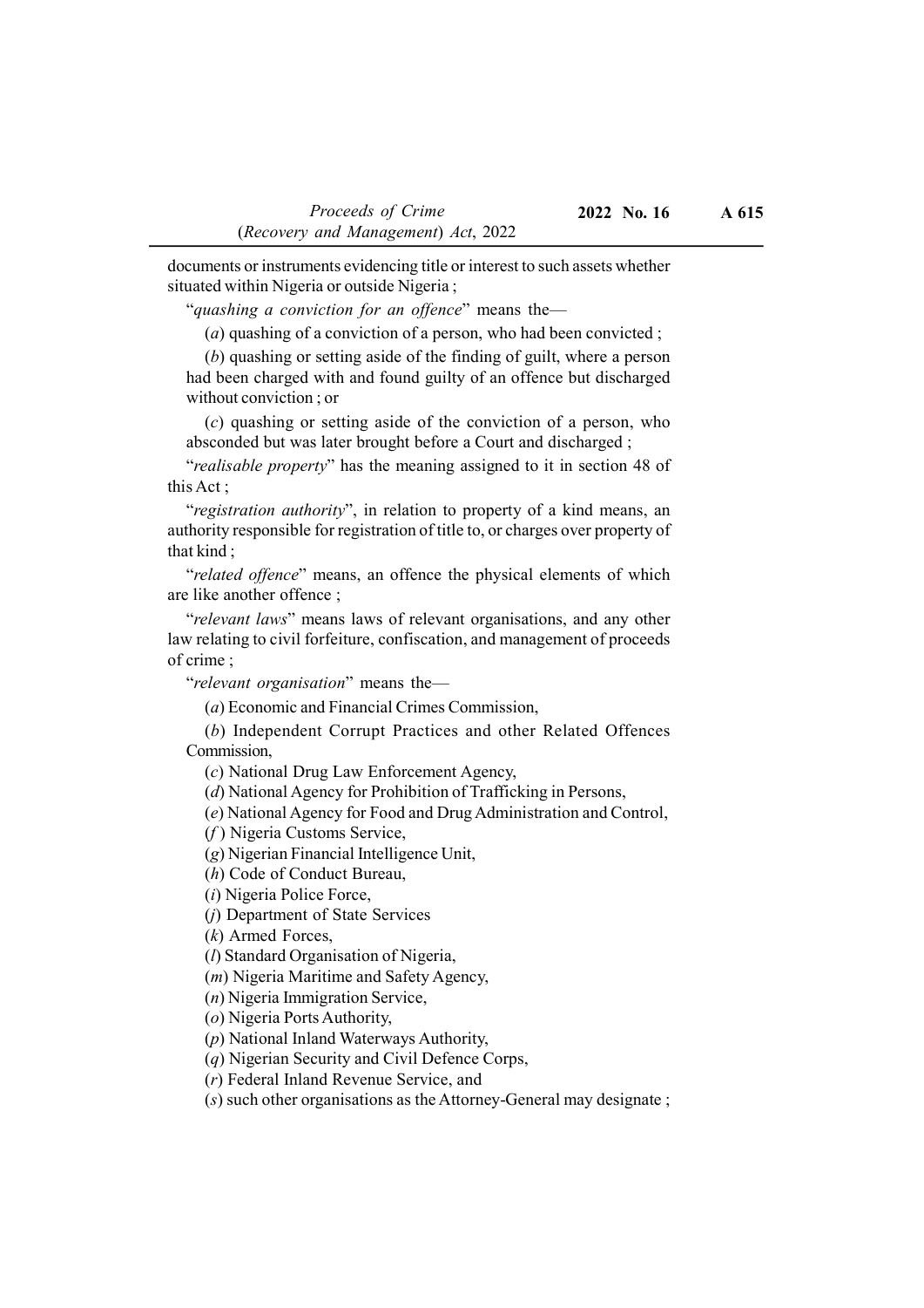documents or instruments evidencing title or interest to such assets whether situated within Nigeria or outside Nigeria ;

"*quashing a conviction for an offence*" means the—

(*a*) quashing of a conviction of a person, who had been convicted ;

(*b*) quashing or setting aside of the finding of guilt, where a person had been charged with and found guilty of an offence but discharged without conviction ; or

(*c*) quashing or setting aside of the conviction of a person, who absconded but was later brought before a Court and discharged ;

"*realisable property*" has the meaning assigned to it in section 48 of this Act ;

"*registration authority*", in relation to property of a kind means, an authority responsible for registration of title to, or charges over property of that kind ;

"*related offence*" means, an offence the physical elements of which are like another offence ;

"*relevant laws*" means laws of relevant organisations, and any other law relating to civil forfeiture, confiscation, and management of proceeds of crime ;

"*relevant organisation*" means the—

(*a*) Economic and Financial Crimes Commission,

(*b*) Independent Corrupt Practices and other Related Offences Commission,

(*c*) National Drug Law Enforcement Agency,

(*d*) National Agency for Prohibition of Trafficking in Persons,

(*e*) National Agency for Food and Drug Administration and Control,

(*f* ) Nigeria Customs Service,

(*g*) Nigerian Financial Intelligence Unit,

(*h*) Code of Conduct Bureau,

(*i*) Nigeria Police Force,

(*j*) Department of State Services

(*k*) Armed Forces,

(*l*) Standard Organisation of Nigeria,

(*m*) Nigeria Maritime and Safety Agency,

(*n*) Nigeria Immigration Service,

(*o*) Nigeria Ports Authority,

(*p*) National Inland Waterways Authority,

(*q*) Nigerian Security and Civil Defence Corps,

(*r*) Federal Inland Revenue Service, and

(*s*) such other organisations as the Attorney-General may designate ;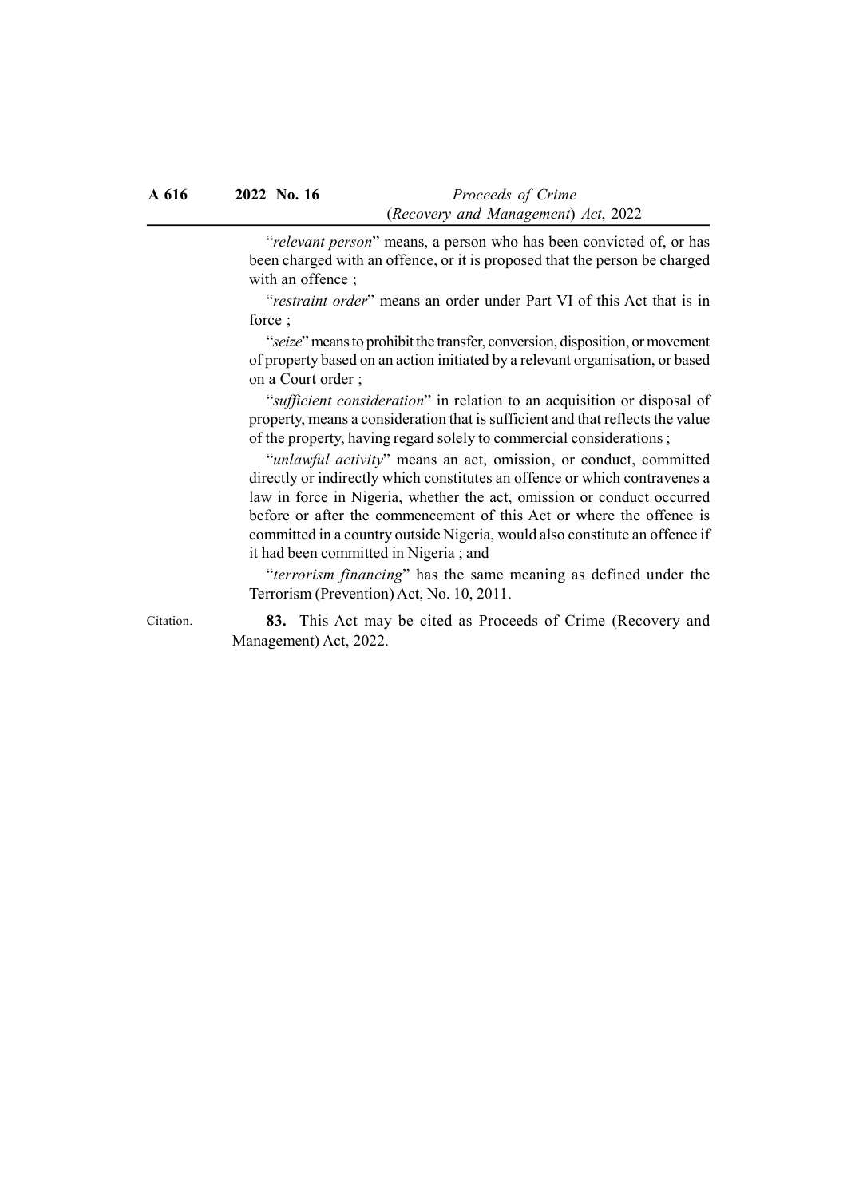"*relevant person*" means, a person who has been convicted of, or has been charged with an offence, or it is proposed that the person be charged with an offence ;

"*restraint order*" means an order under Part VI of this Act that is in force ;

"*seize*" means to prohibit the transfer, conversion, disposition, or movement of property based on an action initiated by a relevant organisation, or based on a Court order ;

"*sufficient consideration*" in relation to an acquisition or disposal of property, means a consideration that is sufficient and that reflects the value of the property, having regard solely to commercial considerations ;

"*unlawful activity*" means an act, omission, or conduct, committed directly or indirectly which constitutes an offence or which contravenes a law in force in Nigeria, whether the act, omission or conduct occurred before or after the commencement of this Act or where the offence is committed in a country outside Nigeria, would also constitute an offence if it had been committed in Nigeria ; and

"*terrorism financing*" has the same meaning as defined under the Terrorism (Prevention) Act, No. 10, 2011.

Citation.

**83.** This Act may be cited as Proceeds of Crime (Recovery and Management) Act, 2022.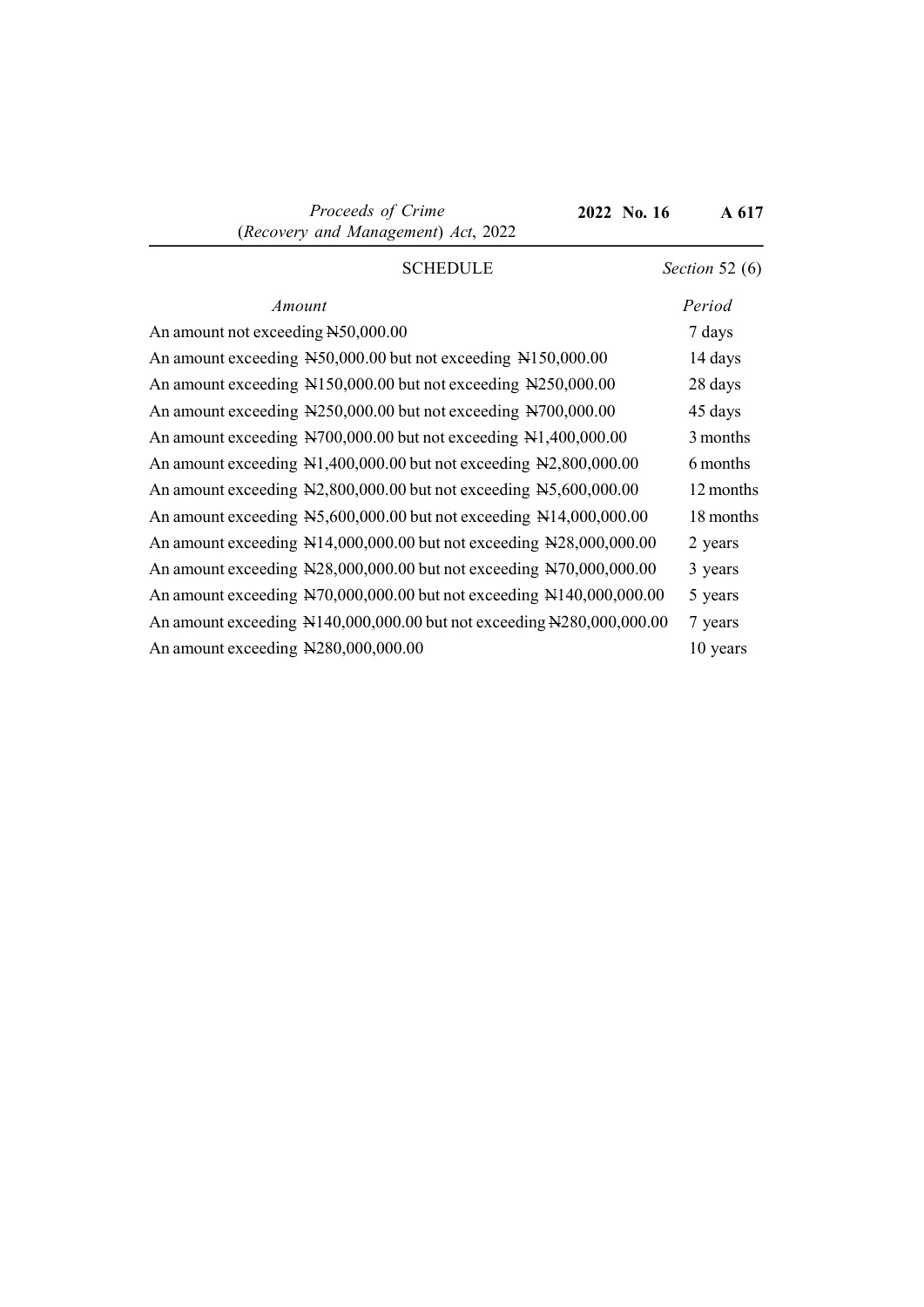## SCHEDULE

*Section* 52 (6)

| *Amount* | *Period* |
|---|---|
| An amount not exceeding ₦50,000.00 | 7 days |
| An amount exceeding ₦50,000.00 but not exceeding ₦150,000.00 | 14 days |
| An amount exceeding ₦150,000.00 but not exceeding ₦250,000.00 | 28 days |
| An amount exceeding ₦250,000.00 but not exceeding ₦700,000.00 | 45 days |
| An amount exceeding ₦700,000.00 but not exceeding ₦1,400,000.00 | 3 months |
| An amount exceeding ₦1,400,000.00 but not exceeding ₦2,800,000.00 | 6 months |
| An amount exceeding ₦2,800,000.00 but not exceeding ₦5,600,000.00 | 12 months |
| An amount exceeding ₦5,600,000.00 but not exceeding ₦14,000,000.00 | 18 months |
| An amount exceeding ₦14,000,000.00 but not exceeding ₦28,000,000.00 | 2 years |
| An amount exceeding ₦28,000,000.00 but not exceeding ₦70,000,000.00 | 3 years |
| An amount exceeding ₦70,000,000.00 but not exceeding ₦140,000,000.00 | 5 years |
| An amount exceeding ₦140,000,000.00 but not exceeding ₦280,000,000.00 | 7 years |
| An amount exceeding ₦280,000,000.00 | 10 years |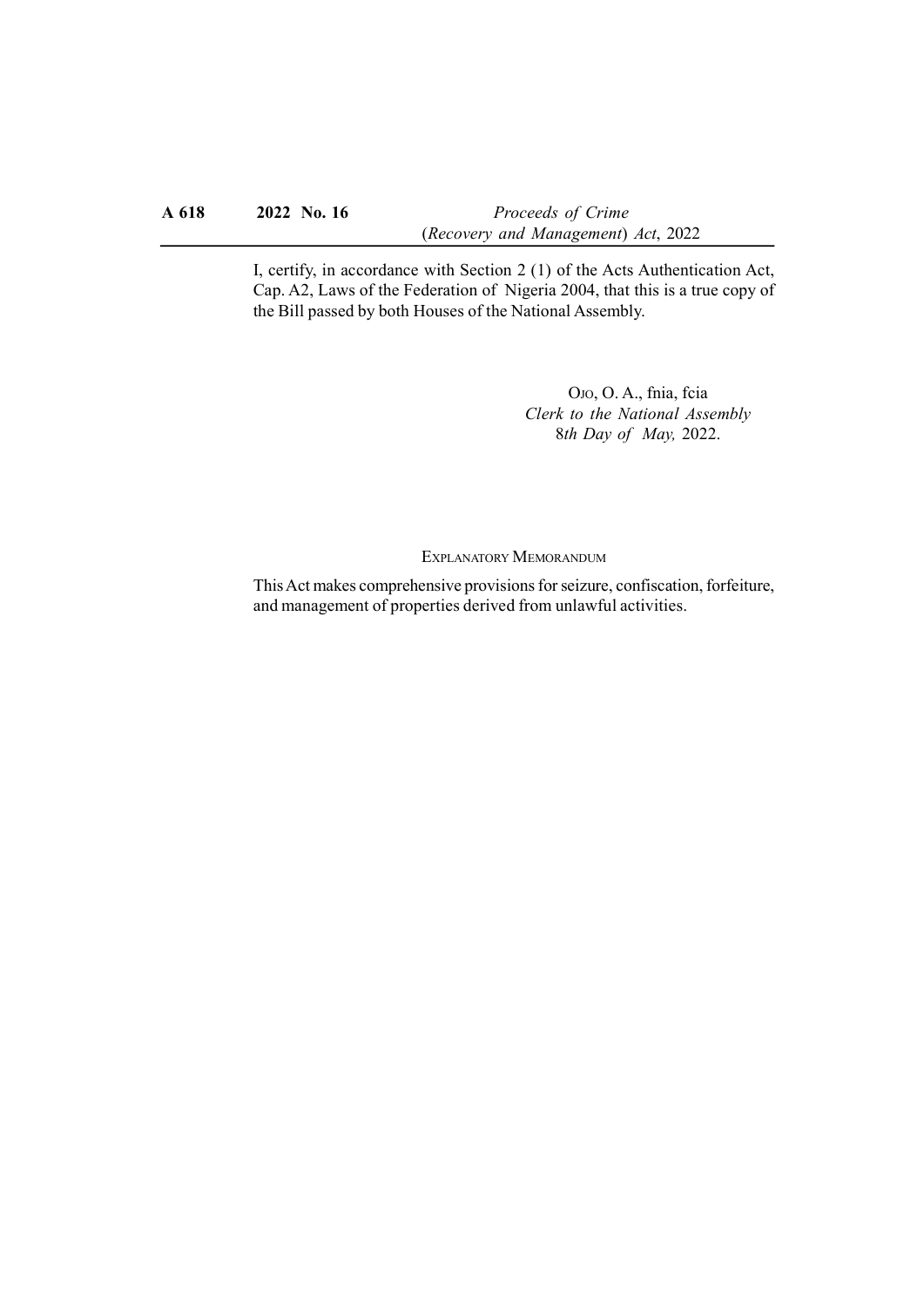I, certify, in accordance with Section 2 (1) of the Acts Authentication Act, Cap. A2, Laws of the Federation of Nigeria 2004, that this is a true copy of the Bill passed by both Houses of the National Assembly.

OJO, O. A., fnia, fcia
*Clerk to the National Assembly*
*8th Day of May,* 2022.

EXPLANATORY MEMORANDUM

This Act makes comprehensive provisions for seizure, confiscation, forfeiture, and management of properties derived from unlawful activities.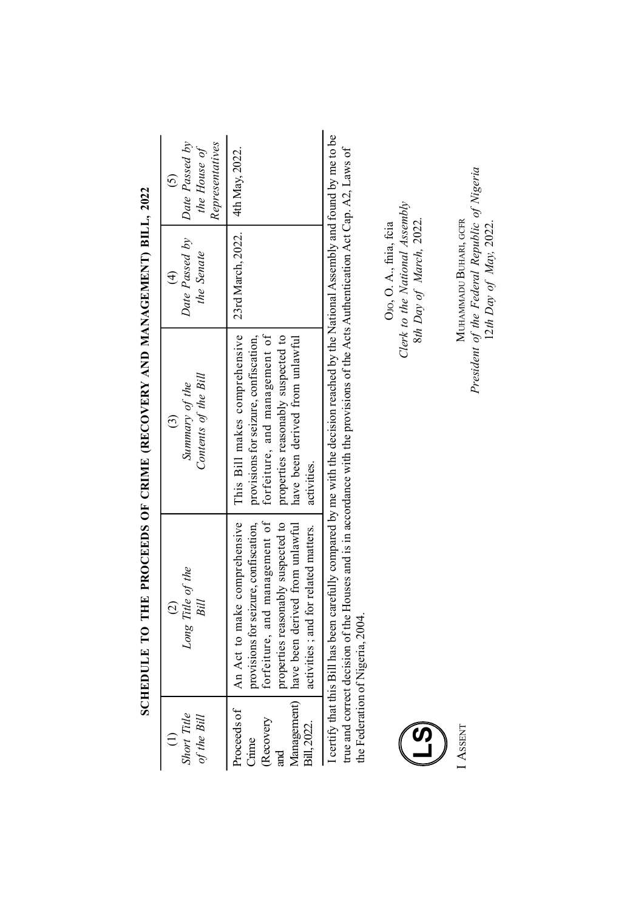# SCHEDULE TO THE PROCEEDS OF CRIME (RECOVERY AND MANAGEMENT) BILL, 2022

| (1) *Short Title of the Bill* | (2) *Long Title of the Bill* | (3) *Summary of the Contents of the Bill* | (4) *Date Passed by the Senate* | (5) *Date Passed by the House of Representatives* |
|---|---|---|---|---|
| Proceeds of Crime (Recovery and Management) Bill, 2022. | An Act to make comprehensive provisions for seizure, confiscation, forfeiture, and management of properties reasonably suspected to have been derived from unlawful activities ; and for related matters. | This Bill makes comprehensive provisions for seizure, confiscation, forfeiture, and management of properties reasonably suspected to have been derived from unlawful activities. | 23rd March, 2022. | 4th May, 2022. |

I certify that this Bill has been carefully compared by me with the decision reached by the National Assembly and found by me to be true and correct decision of the Houses and is in accordance with the provisions of the Acts Authentication Act Cap. A2, Laws of the Federation of Nigeria, 2004.

Ojo, O. A., fnia, fcia
*Clerk to the National Assembly*
*8th Day of March,* 2022.

LS

I Assent

Muhammadu Buhari, gcfr
*President of the Federal Republic of Nigeria*
*12th Day of May,* 2022.